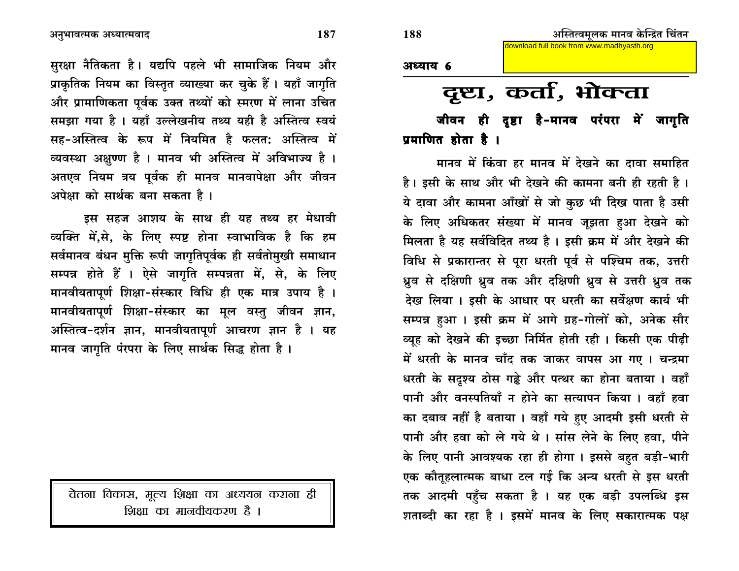सुरक्षा नैतिकता है। यद्यपि पहले भी सामाजिक नियम और प्राकृतिक नियम का विस्तृत व्याख्या कर चुके हैं । यहाँ जागृति और प्रामाणिकता पूर्वक उक्त तथ्यों को स्मरण में लाना उचित समझा गया है । यहाँ उल्लेखनीय तथ्य यही है अस्तित्व स्वयं सह-अस्तित्व के रूप में नियमित है फलतः अस्तित्व में व्यवस्था अक्षुण्ण है । मानव भी अस्तित्व में अविभाज्य है । अतएव नियम त्रय पूर्वक ही मानव मानवापेक्षा और जीवन अपेक्षा को सार्थक बना सकता है ।

इस सहज आशय के साथ ही यह तथ्य हर मेधावी व्यक्ति में,से, के लिए स्पष्ट होना स्वाभाविक है कि हम सर्वमानव बंधन मुक्ति रूपी जागृतिपूर्वक ही सर्वतोमुखी समाधान सम्पन्न होते हैं । ऐसे जागृति सम्पन्नता में, से, के लिए मानवीयतापूर्ण शिक्षा-संस्कार विधि ही एक मात्र उपाय है । मानवीयतापूर्ण शिक्षा-संस्कार का मूल वस्तु जीवन ज्ञान, अस्तित्व-दर्शन ज्ञान, मानवीयतापूर्ण आचरण ज्ञान है । यह मानव जागृति पंरपरा के लिए सार्थक सिद्ध होता है ।

> चेतना विकास, मूल्य शिक्षा का अध्ययन कराना ही शिक्षा का मानवीयकरण है ।

download full book from www.madhyasth.org

**अध्याय 6**

# दृष्टा, कर्ता, भोक्ता

**जीवन ही दृष्टा है-मानव परंपरा में जागृति प्रमाणित होता है ।**

मानव में किंवा हर मानव में देखने का दावा समाहित है। इसी के साथ और भी देखने की कामना बनी ही रहती है । ये दावा और कामना आँखों से जो कुछ भी दिख पाता है उसी के लिए अधिकतर संख्या में मानव जूझता हुआ देखने को मिलता है यह सर्वविदित तथ्य है । इसी क्रम में और देखने की विधि से प्रकारान्तर से पूरा धरती पूर्व से पश्चिम तक, उत्तरी ध्रुव से दक्षिणी ध्रुव तक और दक्षिणी ध्रुव से उत्तरी ध्रुव तक देख लिया । इसी के आधार पर धरती का सर्वेक्षण कार्य भी सम्पन्न हुआ । इसी क्रम में आगे ग्रह-गोलों को, अनेक सौर व्यूह को देखने की इच्छा निर्मित होती रही । किसी एक पीढ़ी में धरती के मानव चाँद तक जाकर वापस आ गए । चन्द्रमा धरती के सदृश्य ठोस गढ्ढे और पत्थर का होना बताया । वहाँ पानी और वनस्पतियाँ न होने का सत्यापन किया । वहाँ हवा का दबाव नहीं है बताया । वहाँ गये हुए आदमी इसी धरती से पानी और हवा को ले गये थे । सांस लेने के लिए हवा, पीने के लिए पानी आवश्यक रहा ही होगा । इससे बहुत बड़ी-भारी एक कौतूहलात्मक बाधा टल गई कि अन्य धरती से इस धरती तक आदमी पहुँच सकता है । यह एक बड़ी उपलब्धि इस शताब्दी का रहा है । इसमें मानव के लिए सकारात्मक पक्ष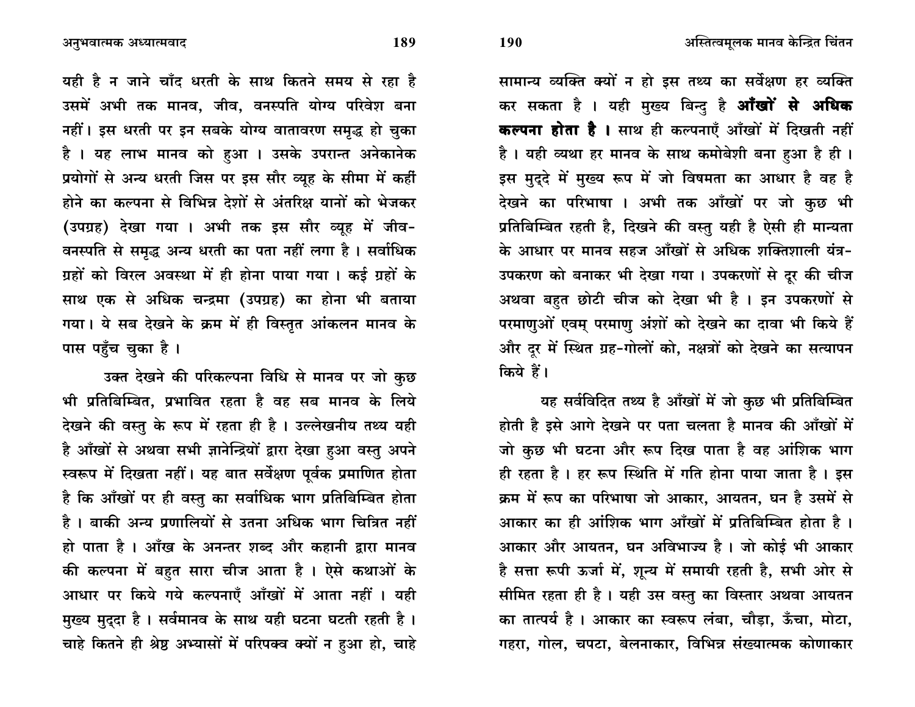यही है न जाने चाँद धरती के साथ कितने समय से रहा है उसमें अभी तक मानव, जीव, वनस्पति योग्य परिवेश बना नहीं। इस धरती पर इन सबके योग्य वातावरण समृद्ध हो चुका है । यह लाभ मानव को हुआ । उसके उपरान्त अनेकानेक प्रयोगों से अन्य धरती जिस पर इस सौर व्यूह के सीमा में कहीं होने का कल्पना से विभिन्न देशों से अंतरिक्ष यानों को भेजकर (उपग्रह) देखा गया । अभी तक इस सौर व्यूह में जीव-वनस्पति से समृद्ध अन्य धरती का पता नहीं लगा है । सर्वाधिक ग्रहों को विरल अवस्था में ही होना पाया गया । कई ग्रहों के साथ एक से अधिक चन्द्रमा (उपग्रह) का होना भी बताया गया। ये सब देखने के क्रम में ही विस्तृत आंकलन मानव के पास पहुँच चुका है ।

उक्त देखने की परिकल्पना विधि से मानव पर जो कुछ भी प्रतिबिम्बित, प्रभावित रहता है वह सब मानव के लिये देखने की वस्तु के रूप में रहता ही है । उल्लेखनीय तथ्य यही है आँखों से अथवा सभी ज्ञानेन्द्रियों द्वारा देखा हुआ वस्तु अपने स्वरूप में दिखता नहीं। यह बात सर्वेक्षण पूर्वक प्रमाणित होता है कि आँखों पर ही वस्तु का सर्वाधिक भाग प्रतिबिम्बित होता है । बाकी अन्य प्रणालियों से उतना अधिक भाग चित्रित नहीं हो पाता है । आँख के अनन्तर शब्द और कहानी द्वारा मानव की कल्पना में बहुत सारा चीज आता है । ऐसे कथाओं के आधार पर किये गये कल्पनाएँ आँखों में आता नहीं । यही मुख्य मुद्दा है । सर्वमानव के साथ यही घटना घटती रहती है । चाहे कितने ही श्रेष्ठ अभ्यासों में परिपक्व क्यों न हुआ हो, चाहे सामान्य व्यक्ति क्यों न हो इस तथ्य का सर्वेक्षण हर व्यक्ति कर सकता है । यही मुख्य बिन्दु है **आँखों से अधिक कल्पना होता है ।** साथ ही कल्पनाएँ आँखों में दिखती नहीं है । यही व्यथा हर मानव के साथ कमोबेशी बना हुआ है ही । इस मुद्दे में मुख्य रूप में जो विषमता का आधार है वह है देखने का परिभाषा । अभी तक आँखों पर जो कुछ भी प्रतिबिम्बित रहती है, दिखने की वस्तु यही है ऐसी ही मान्यता के आधार पर मानव सहज आँखों से अधिक शक्तिशाली यंत्र-उपकरण को बनाकर भी देखा गया । उपकरणों से दूर की चीज अथवा बहुत छोटी चीज को देखा भी है । इन उपकरणों से परमाणुओं एवम् परमाणु अंशों को देखने का दावा भी किये हैं और दूर में स्थित ग्रह-गोलों को, नक्षत्रों को देखने का सत्यापन किये हैं।

यह सर्वविदित तथ्य है आँखों में जो कुछ भी प्रतिबिम्बित होती है इसे आगे देखने पर पता चलता है मानव की आँखों में जो कुछ भी घटना और रूप दिख पाता है वह आंशिक भाग ही रहता है । हर रूप स्थिति में गति होना पाया जाता है । इस क्रम में रूप का परिभाषा जो आकार, आयतन, घन है उसमें से आकार का ही आंशिक भाग आँखों में प्रतिबिम्बित होता है । आकार और आयतन, घन अविभाज्य है । जो कोई भी आकार है सत्ता रूपी ऊर्जा में, शून्य में समायी रहती है, सभी ओर से सीमित रहता ही है । यही उस वस्तु का विस्तार अथवा आयतन का तात्पर्य है । आकार का स्वरूप लंबा, चौड़ा, ऊँचा, मोटा, गहरा, गोल, चपटा, बेलनाकार, विभिन्न संख्यात्मक कोणाकार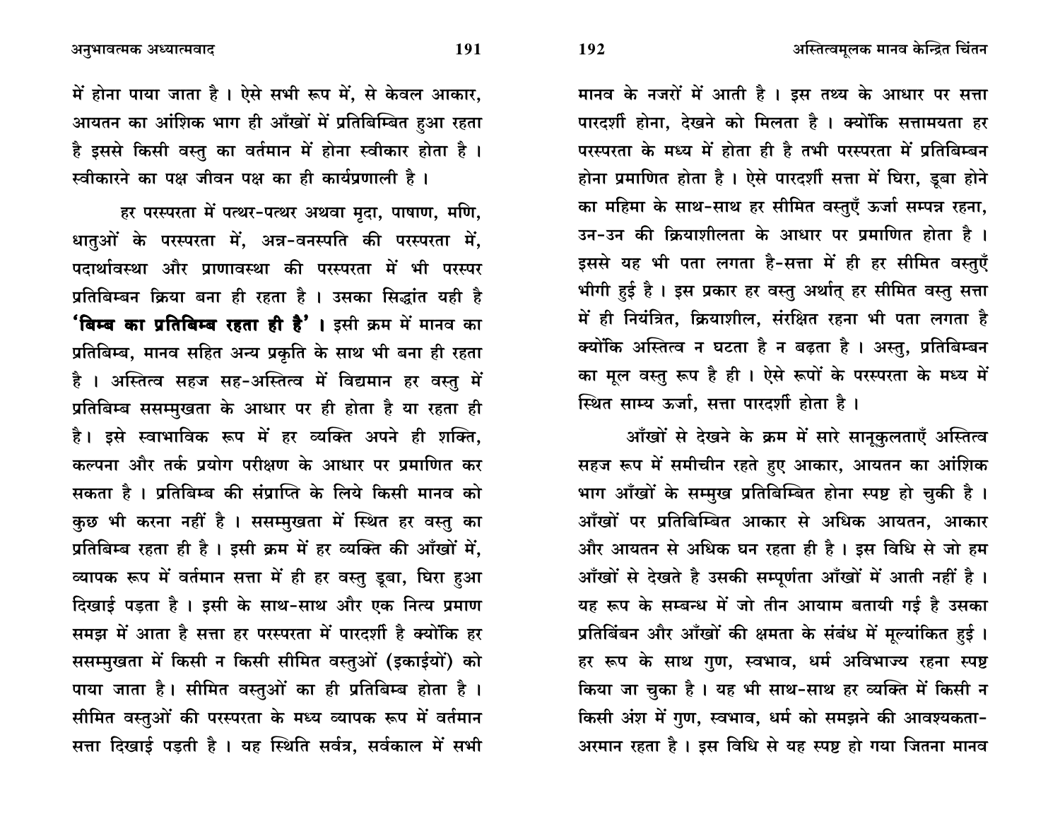में होना पाया जाता है । ऐसे सभी रूप में, से केवल आकार, आयतन का आंशिक भाग ही आँखों में प्रतिबिम्बित हुआ रहता है इससे किसी वस्तु का वर्तमान में होना स्वीकार होता है । स्वीकारने का पक्ष जीवन पक्ष का ही कार्यप्रणाली है ।

हर परस्परता में पत्थर-पत्थर अथवा मृदा, पाषाण, मणि, धातुओं के परस्परता में, अन्न-वनस्पति की परस्परता में, पदार्थावस्था और प्राणावस्था की परस्परता में भी परस्पर प्रतिबिम्बन क्रिया बना ही रहता है । उसका सिद्धांत यही है **'बिम्ब का प्रतिबिम्ब रहता ही है'** । इसी क्रम में मानव का प्रतिबिम्ब, मानव सहित अन्य प्रकृति के साथ भी बना ही रहता है । अस्तित्व सहज सह-अस्तित्व में विद्यमान हर वस्तु में प्रतिबिम्ब ससम्मुखता के आधार पर ही होता है या रहता ही है। इसे स्वाभाविक रूप में हर व्यक्ति अपने ही शक्ति, कल्पना और तर्क प्रयोग परीक्षण के आधार पर प्रमाणित कर सकता है । प्रतिबिम्ब की संप्राप्ति के लिये किसी मानव को कुछ भी करना नहीं है । ससम्मुखता में स्थित हर वस्तु का प्रतिबिम्ब रहता ही है । इसी क्रम में हर व्यक्ति की आँखों में, व्यापक रूप में वर्तमान सत्ता में ही हर वस्तु डूबा, घिरा हुआ दिखाई पड़ता है । इसी के साथ-साथ और एक नित्य प्रमाण समझ में आता है सत्ता हर परस्परता में पारदर्शी है क्योंकि हर ससम्मुखता में किसी न किसी सीमित वस्तुओं (इकाईयों) को पाया जाता है। सीमित वस्तुओं का ही प्रतिबिम्ब होता है । सीमित वस्तुओं की परस्परता के मध्य व्यापक रूप में वर्तमान सत्ता दिखाई पड़ती है । यह स्थिति सर्वत्र, सर्वकाल में सभी मानव के नजरों में आती है । इस तथ्य के आधार पर सत्ता पारदर्शी होना, देखने को मिलता है । क्योंकि सत्तामयता हर परस्परता के मध्य में होता ही है तभी परस्परता में प्रतिबिम्बन होना प्रमाणित होता है । ऐसे पारदर्शी सत्ता में घिरा, डूबा होने का महिमा के साथ-साथ हर सीमित वस्तुएँ ऊर्जा सम्पन्न रहना, उन-उन की क्रियाशीलता के आधार पर प्रमाणित होता है । इससे यह भी पता लगता है-सत्ता में ही हर सीमित वस्तुएँ भीगी हुई है । इस प्रकार हर वस्तु अर्थात् हर सीमित वस्तु सत्ता में ही नियंत्रित, क्रियाशील, संरक्षित रहना भी पता लगता है क्योंकि अस्तित्व न घटता है न बढ़ता है । अस्तु, प्रतिबिम्बन का मूल वस्तु रूप है ही । ऐसे रूपों के परस्परता के मध्य में स्थित साम्य ऊर्जा, सत्ता पारदर्शी होता है ।

आँखों से देखने के क्रम में सारे सानूकुलताएँ अस्तित्व सहज रूप में समीचीन रहते हुए आकार, आयतन का आंशिक भाग आँखों के सम्मुख प्रतिबिम्बित होना स्पष्ट हो चुकी है । आँखों पर प्रतिबिम्बित आकार से अधिक आयतन, आकार और आयतन से अधिक घन रहता ही है । इस विधि से जो हम आँखों से देखते है उसकी सम्पूर्णता आँखों में आती नहीं है । यह रूप के सम्बन्ध में जो तीन आयाम बतायी गई है उसका प्रतिबिंबन और आँखों की क्षमता के संबंध में मूल्यांकित हुई । हर रूप के साथ गुण, स्वभाव, धर्म अविभाज्य रहना स्पष्ट किया जा चुका है । यह भी साथ-साथ हर व्यक्ति में किसी न किसी अंश में गुण, स्वभाव, धर्म को समझने की आवश्यकता-अरमान रहता है । इस विधि से यह स्पष्ट हो गया जितना मानव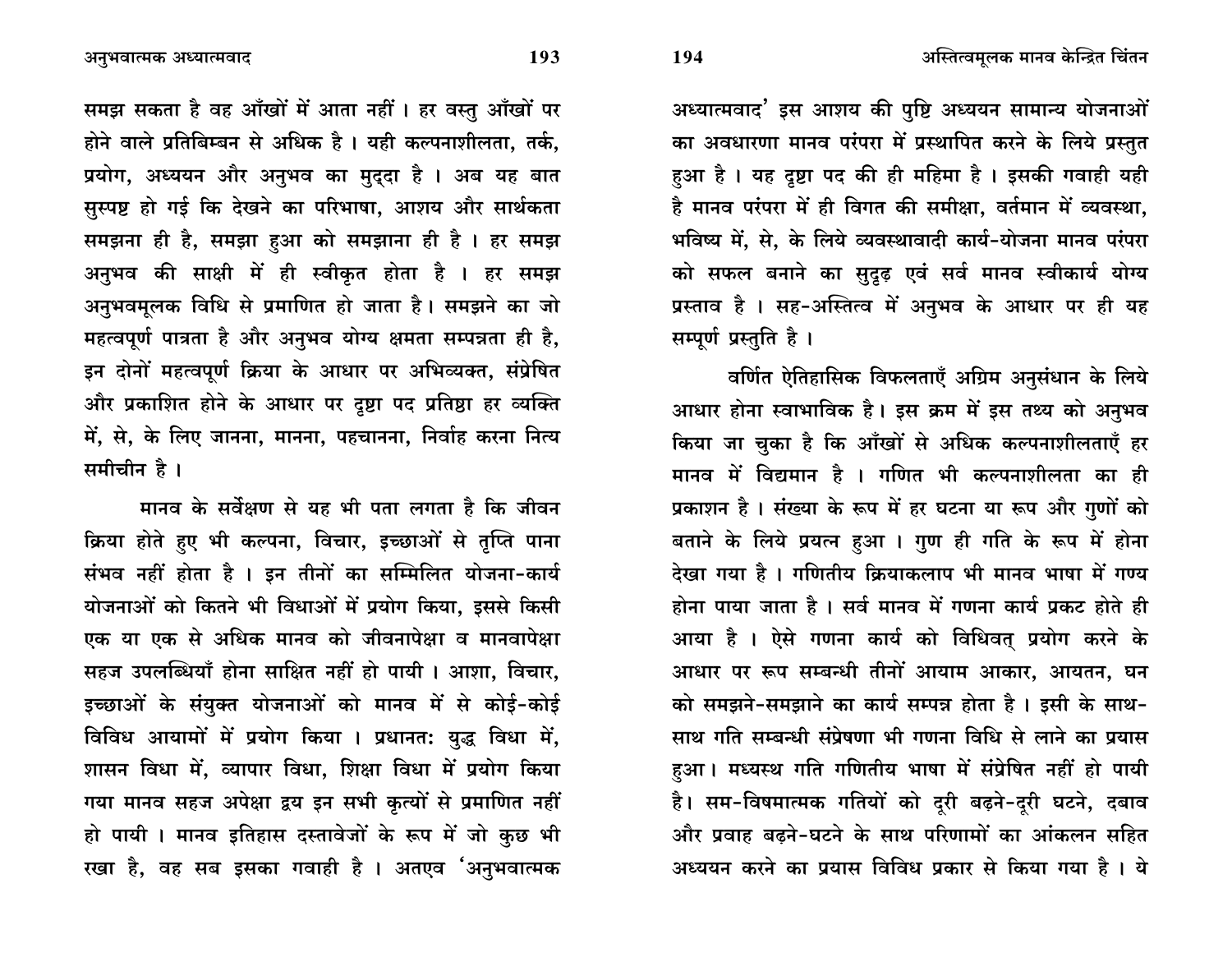समझ सकता है वह आँखों में आता नहीं । हर वस्तु आँखों पर होने वाले प्रतिबिम्बन से अधिक है । यही कल्पनाशीलता, तर्क, प्रयोग, अध्ययन और अनुभव का मुद्दा है । अब यह बात सुस्पष्ट हो गई कि देखने का परिभाषा, आशय और सार्थकता समझना ही है, समझा हुआ को समझाना ही है । हर समझ अनुभव की साक्षी में ही स्वीकृत होता है । हर समझ अनुभवमूलक विधि से प्रमाणित हो जाता है। समझने का जो महत्वपूर्ण पात्रता है और अनुभव योग्य क्षमता सम्पन्नता ही है, इन दोनों महत्वपूर्ण क्रिया के आधार पर अभिव्यक्त, संप्रेषित और प्रकाशित होने के आधार पर दृष्टा पद प्रतिष्ठा हर व्यक्ति में, से, के लिए जानना, मानना, पहचानना, निर्वाह करना नित्य समीचीन है ।

मानव के सर्वेक्षण से यह भी पता लगता है कि जीवन क्रिया होते हुए भी कल्पना, विचार, इच्छाओं से तृप्ति पाना संभव नहीं होता है । इन तीनों का सम्मिलित योजना-कार्य योजनाओं को कितने भी विधाओं में प्रयोग किया, इससे किसी एक या एक से अधिक मानव को जीवनापेक्षा व मानवापेक्षा सहज उपलब्धियाँ होना साक्षित नहीं हो पायी । आशा, विचार, इच्छाओं के संयुक्त योजनाओं को मानव में से कोई-कोई विविध आयामों में प्रयोग किया । प्रधानतः युद्ध विधा में, शासन विधा में, व्यापार विधा, शिक्षा विधा में प्रयोग किया गया मानव सहज अपेक्षा द्वय इन सभी कृत्यों से प्रमाणित नहीं हो पायी । मानव इतिहास दस्तावेजों के रूप में जो कुछ भी रखा है, वह सब इसका गवाही है । अतएव 'अनुभवात्मक अध्यात्मवाद' इस आशय की पुष्टि अध्ययन सामान्य योजनाओं का अवधारणा मानव परंपरा में प्रस्थापित करने के लिये प्रस्तुत हुआ है । यह दृष्टा पद की ही महिमा है । इसकी गवाही यही है मानव परंपरा में ही विगत की समीक्षा, वर्तमान में व्यवस्था, भविष्य में, से, के लिये व्यवस्थावादी कार्य-योजना मानव परंपरा को सफल बनाने का सुदृढ़ एवं सर्व मानव स्वीकार्य योग्य प्रस्ताव है । सह-अस्तित्व में अनुभव के आधार पर ही यह सम्पूर्ण प्रस्तुति है ।

वर्णित ऐतिहासिक विफलताएँ अग्रिम अनुसंधान के लिये आधार होना स्वाभाविक है। इस क्रम में इस तथ्य को अनुभव किया जा चुका है कि आँखों से अधिक कल्पनाशीलताएँ हर मानव में विद्यमान है । गणित भी कल्पनाशीलता का ही प्रकाशन है । संख्या के रूप में हर घटना या रूप और गुणों को बताने के लिये प्रयत्न हुआ । गुण ही गति के रूप में होना देखा गया है । गणितीय क्रियाकलाप भी मानव भाषा में गण्य होना पाया जाता है । सर्व मानव में गणना कार्य प्रकट होते ही आया है । ऐसे गणना कार्य को विधिवत् प्रयोग करने के आधार पर रूप सम्बन्धी तीनों आयाम आकार, आयतन, घन को समझने-समझाने का कार्य सम्पन्न होता है । इसी के साथ-साथ गति सम्बन्धी संप्रेषणा भी गणना विधि से लाने का प्रयास हुआ। मध्यस्थ गति गणितीय भाषा में संप्रेषित नहीं हो पायी है। सम-विषमात्मक गतियों को दूरी बढ़ने-दूरी घटने, दबाव और प्रवाह बढ़ने-घटने के साथ परिणामों का आंकलन सहित अध्ययन करने का प्रयास विविध प्रकार से किया गया है । ये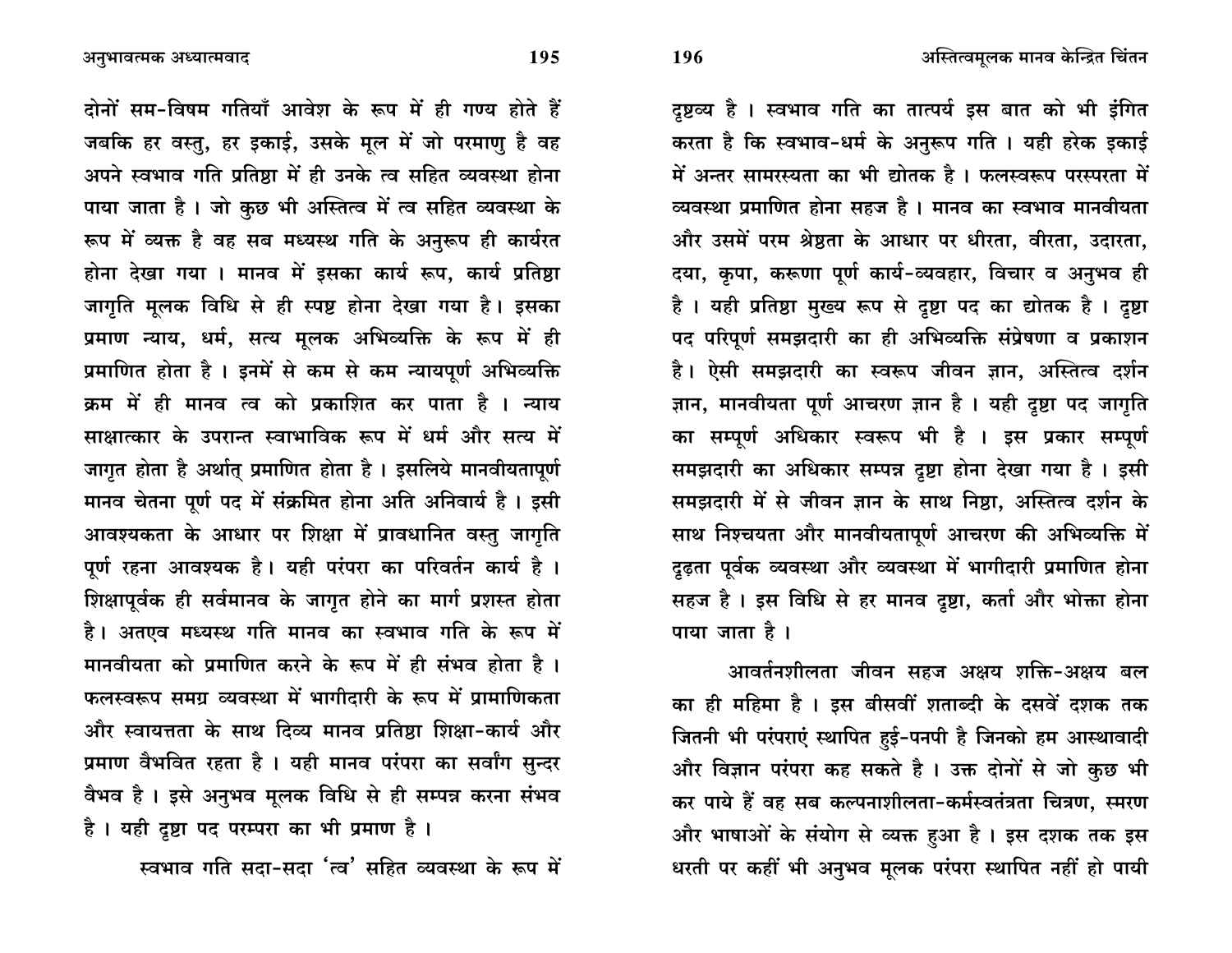दोनों सम-विषम गतियाँ आवेश के रूप में ही गण्य होते हैं जबकि हर वस्तु, हर इकाई, उसके मूल में जो परमाणु है वह अपने स्वभाव गति प्रतिष्ठा में ही उनके त्व सहित व्यवस्था होना पाया जाता है । जो कुछ भी अस्तित्व में त्व सहित व्यवस्था के रूप में व्यक्त है वह सब मध्यस्थ गति के अनुरूप ही कार्यरत होना देखा गया । मानव में इसका कार्य रूप, कार्य प्रतिष्ठा जागृति मूलक विधि से ही स्पष्ट होना देखा गया है। इसका प्रमाण न्याय, धर्म, सत्य मूलक अभिव्यक्ति के रूप में ही प्रमाणित होता है । इनमें से कम से कम न्यायपूर्ण अभिव्यक्ति क्रम में ही मानव त्व को प्रकाशित कर पाता है । न्याय साक्षात्कार के उपरान्त स्वाभाविक रूप में धर्म और सत्य में जागृत होता है अर्थात् प्रमाणित होता है । इसलिये मानवीयतापूर्ण मानव चेतना पूर्ण पद में संक्रमित होना अति अनिवार्य है । इसी आवश्यकता के आधार पर शिक्षा में प्रावधानित वस्तु जागृति पूर्ण रहना आवश्यक है। यही परंपरा का परिवर्तन कार्य है । शिक्षापूर्वक ही सर्वमानव के जागृत होने का मार्ग प्रशस्त होता है। अतएव मध्यस्थ गति मानव का स्वभाव गति के रूप में मानवीयता को प्रमाणित करने के रूप में ही संभव होता है । फलस्वरूप समग्र व्यवस्था में भागीदारी के रूप में प्रामाणिकता और स्वायत्तता के साथ दिव्य मानव प्रतिष्ठा शिक्षा-कार्य और प्रमाण वैभवित रहता है । यही मानव परंपरा का सर्वांग सुन्दर वैभव है । इसे अनुभव मूलक विधि से ही सम्पन्न करना संभव है । यही दृष्टा पद परम्परा का भी प्रमाण है ।

स्वभाव गति सदा-सदा 'त्व' सहित व्यवस्था के रूप में दृष्टव्य है । स्वभाव गति का तात्पर्य इस बात को भी इंगित करता है कि स्वभाव-धर्म के अनुरूप गति । यही हरेक इकाई में अन्तर सामरस्यता का भी द्योतक है । फलस्वरूप परस्परता में व्यवस्था प्रमाणित होना सहज है । मानव का स्वभाव मानवीयता और उसमें परम श्रेष्ठता के आधार पर धीरता, वीरता, उदारता, दया, कृपा, करूणा पूर्ण कार्य-व्यवहार, विचार व अनुभव ही है । यही प्रतिष्ठा मुख्य रूप से दृष्टा पद का द्योतक है । दृष्टा पद परिपूर्ण समझदारी का ही अभिव्यक्ति संप्रेषणा व प्रकाशन है। ऐसी समझदारी का स्वरूप जीवन ज्ञान, अस्तित्व दर्शन ज्ञान, मानवीयता पूर्ण आचरण ज्ञान है । यही दृष्टा पद जागृति का सम्पूर्ण अधिकार स्वरूप भी है । इस प्रकार सम्पूर्ण समझदारी का अधिकार सम्पन्न दृष्टा होना देखा गया है । इसी समझदारी में से जीवन ज्ञान के साथ निष्ठा, अस्तित्व दर्शन के साथ निश्चयता और मानवीयतापूर्ण आचरण की अभिव्यक्ति में दृढ़ता पूर्वक व्यवस्था और व्यवस्था में भागीदारी प्रमाणित होना सहज है । इस विधि से हर मानव दृष्टा, कर्ता और भोक्ता होना पाया जाता है ।

आवर्तनशीलता जीवन सहज अक्षय शक्ति-अक्षय बल का ही महिमा है । इस बीसवीं शताब्दी के दसवें दशक तक जितनी भी परंपराएं स्थापित हुई-पनपी है जिनको हम आस्थावादी और विज्ञान परंपरा कह सकते है । उक्त दोनों से जो कुछ भी कर पाये हैं वह सब कल्पनाशीलता-कर्मस्वतंत्रता चित्रण, स्मरण और भाषाओं के संयोग से व्यक्त हुआ है । इस दशक तक इस धरती पर कहीं भी अनुभव मूलक परंपरा स्थापित नहीं हो पायी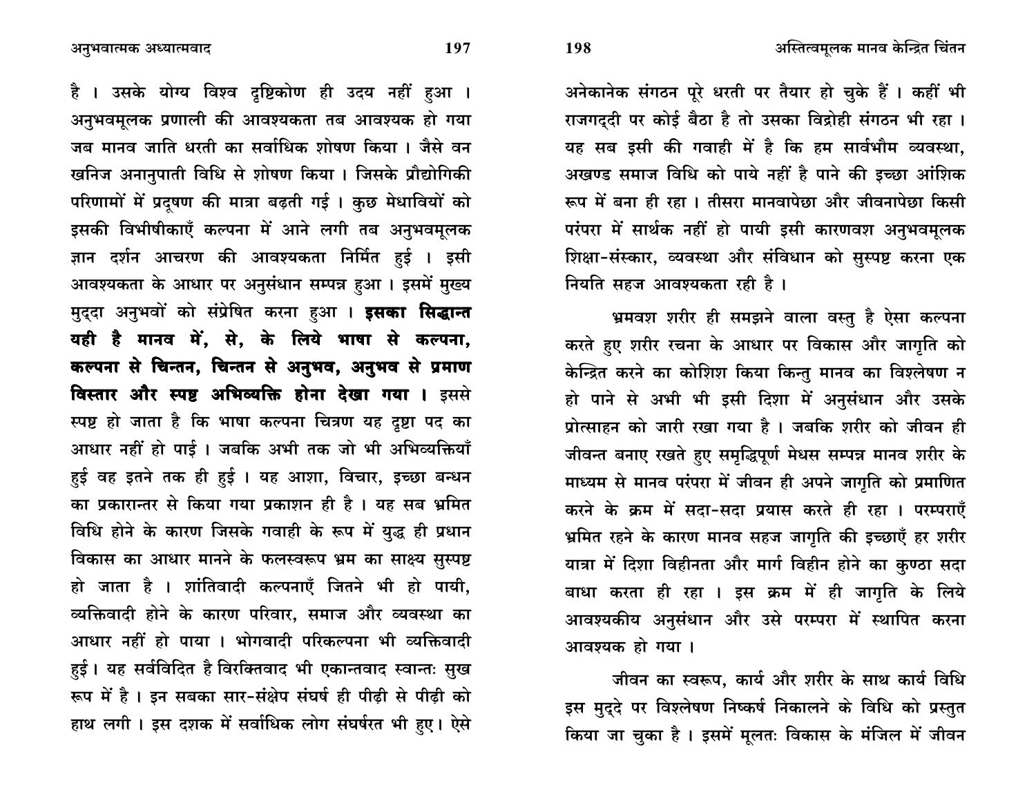है । उसके योग्य विश्व दृष्टिकोण ही उदय नहीं हुआ । अनुभवमूलक प्रणाली की आवश्यकता तब आवश्यक हो गया जब मानव जाति धरती का सर्वाधिक शोषण किया । जैसे वन खनिज अनानुपाती विधि से शोषण किया । जिसके प्रौद्योगिकी परिणामों में प्रदूषण की मात्रा बढ़ती गई । कुछ मेधावियों को इसकी विभीषीकाएँ कल्पना में आने लगी तब अनुभवमूलक ज्ञान दर्शन आचरण की आवश्यकता निर्मित हुई । इसी आवश्यकता के आधार पर अनुसंधान सम्पन्न हुआ । इसमें मुख्य मुद्दा अनुभवों को संप्रेषित करना हुआ । **इसका सिद्धान्त यही है मानव में, से, के लिये भाषा से कल्पना, कल्पना से चिन्तन, चिन्तन से अनुभव, अनुभव से प्रमाण विस्तार और स्पष्ट अभिव्यक्ति होना देखा गया ।** इससे स्पष्ट हो जाता है कि भाषा कल्पना चित्रण यह दृष्टा पद का आधार नहीं हो पाई । जबकि अभी तक जो भी अभिव्यक्तियाँ हुई वह इतने तक ही हुई । यह आशा, विचार, इच्छा बन्धन का प्रकारान्तर से किया गया प्रकाशन ही है । यह सब भ्रमित विधि होने के कारण जिसके गवाही के रूप में युद्ध ही प्रधान विकास का आधार मानने के फलस्वरूप भ्रम का साक्ष्य सुस्पष्ट हो जाता है । शांतिवादी कल्पनाएँ जितने भी हो पायी, व्यक्तिवादी होने के कारण परिवार, समाज और व्यवस्था का आधार नहीं हो पाया । भोगवादी परिकल्पना भी व्यक्तिवादी हुई । यह सर्वविदित है विरक्तिवाद भी एकान्तवाद स्वान्तः सुख रूप में है । इन सबका सार-संक्षेप संघर्ष ही पीढ़ी से पीढ़ी को हाथ लगी । इस दशक में सर्वाधिक लोग संघर्षरत भी हुए। ऐसे अनेकानेक संगठन पूरे धरती पर तैयार हो चुके हैं । कहीं भी राजगद्दी पर कोई बैठा है तो उसका विद्रोही संगठन भी रहा । यह सब इसी की गवाही में है कि हम सार्वभौम व्यवस्था, अखण्ड समाज विधि को पाये नहीं है पाने की इच्छा आंशिक रूप में बना ही रहा । तीसरा मानवापेछा और जीवनापेछा किसी परंपरा में सार्थक नहीं हो पायी इसी कारणवश अनुभवमूलक शिक्षा-संस्कार, व्यवस्था और संविधान को सुस्पष्ट करना एक नियति सहज आवश्यकता रही है ।

भ्रमवश शरीर ही समझने वाला वस्तु है ऐसा कल्पना करते हुए शरीर रचना के आधार पर विकास और जागृति को केन्द्रित करने का कोशिश किया किन्तु मानव का विश्लेषण न हो पाने से अभी भी इसी दिशा में अनुसंधान और उसके प्रोत्साहन को जारी रखा गया है । जबकि शरीर को जीवन ही जीवन्त बनाए रखते हुए समृद्धिपूर्ण मेधस सम्पन्न मानव शरीर के माध्यम से मानव परंपरा में जीवन ही अपने जागृति को प्रमाणित करने के क्रम में सदा-सदा प्रयास करते ही रहा । परम्पराएँ भ्रमित रहने के कारण मानव सहज जागृति की इच्छाएँ हर शरीर यात्रा में दिशा विहीनता और मार्ग विहीन होने का कुण्ठा सदा बाधा करता ही रहा । इस क्रम में ही जागृति के लिये आवश्यकीय अनुसंधान और उसे परम्परा में स्थापित करना आवश्यक हो गया ।

जीवन का स्वरूप, कार्य और शरीर के साथ कार्य विधि इस मुद्दे पर विश्लेषण निष्कर्ष निकालने के विधि को प्रस्तुत किया जा चुका है । इसमें मूलतः विकास के मंजिल में जीवन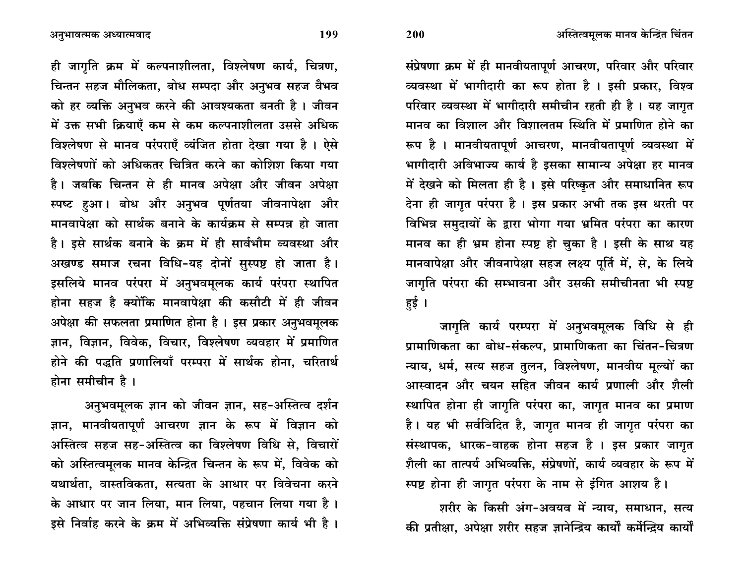ही जागृति क्रम में कल्पनाशीलता, विश्लेषण कार्य, चित्रण, चिन्तन सहज मौलिकता, बोध सम्पदा और अनुभव सहज वैभव को हर व्यक्ति अनुभव करने की आवश्यकता बनती है । जीवन में उक्त सभी क्रियाएँ कम से कम कल्पनाशीलता उससे अधिक विश्लेषण से मानव परंपराएँ व्यंजित होता देखा गया है । ऐसे विश्लेषणों को अधिकतर चित्रित करने का कोशिश किया गया है। जबकि चिन्तन से ही मानव अपेक्षा और जीवन अपेक्षा स्पष्ट हुआ। बोध और अनुभव पूर्णतया जीवनापेक्षा और मानवापेक्षा को सार्थक बनाने के कार्यक्रम से सम्पन्न हो जाता है। इसे सार्थक बनाने के क्रम में ही सार्वभौम व्यवस्था और अखण्ड समाज रचना विधि-यह दोनों सुस्पष्ट हो जाता है। इसलिये मानव परंपरा में अनुभवमूलक कार्य परंपरा स्थापित होना सहज है क्योंकि मानवापेक्षा की कसौटी में ही जीवन अपेक्षा की सफलता प्रमाणित होना है । इस प्रकार अनुभवमूलक ज्ञान, विज्ञान, विवेक, विचार, विश्लेषण व्यवहार में प्रमाणित होने की पद्धति प्रणालियाँ परम्परा में सार्थक होना, चरितार्थ होना समीचीन है ।

अनुभवमूलक ज्ञान को जीवन ज्ञान, सह-अस्तित्व दर्शन ज्ञान, मानवीयतापूर्ण आचरण ज्ञान के रूप में विज्ञान को अस्तित्व सहज सह-अस्तित्व का विश्लेषण विधि से, विचारों को अस्तित्वमूलक मानव केन्द्रित चिन्तन के रूप में, विवेक को यथार्थता, वास्तविकता, सत्यता के आधार पर विवेचना करने के आधार पर जान लिया, मान लिया, पहचान लिया गया है । इसे निर्वाह करने के क्रम में अभिव्यक्ति संप्रेषणा कार्य भी है । संप्रेषणा क्रम में ही मानवीयतापूर्ण आचरण, परिवार और परिवार व्यवस्था में भागीदारी का रूप होता है । इसी प्रकार, विश्व परिवार व्यवस्था में भागीदारी समीचीन रहती ही है । यह जागृत मानव का विशाल और विशालतम स्थिति में प्रमाणित होने का रूप है । मानवीयतापूर्ण आचरण, मानवीयतापूर्ण व्यवस्था में भागीदारी अविभाज्य कार्य है इसका सामान्य अपेक्षा हर मानव में देखने को मिलता ही है । इसे परिष्कृत और समाधानित रूप देना ही जागृत परंपरा है । इस प्रकार अभी तक इस धरती पर विभिन्न समुदायों के द्वारा भोगा गया भ्रमित परंपरा का कारण मानव का ही भ्रम होना स्पष्ट हो चुका है । इसी के साथ यह मानवापेक्षा और जीवनापेक्षा सहज लक्ष्य पूर्ति में, से, के लिये जागृति परंपरा की सम्भावना और उसकी समीचीनता भी स्पष्ट हुई ।

जागृति कार्य परम्परा में अनुभवमूलक विधि से ही प्रामाणिकता का बोध-संकल्प, प्रामाणिकता का चिंतन-चित्रण न्याय, धर्म, सत्य सहज तुलन, विश्लेषण, मानवीय मूल्यों का आस्वादन और चयन सहित जीवन कार्य प्रणाली और शैली स्थापित होना ही जागृति परंपरा का, जागृत मानव का प्रमाण है। यह भी सर्वविदित है, जागृत मानव ही जागृत परंपरा का संस्थापक, धारक-वाहक होना सहज है । इस प्रकार जागृत शैली का तात्पर्य अभिव्यक्ति, संप्रेषणों, कार्य व्यवहार के रूप में स्पष्ट होना ही जागृत परंपरा के नाम से इंगित आशय है।

शरीर के किसी अंग-अवयव में न्याय, समाधान, सत्य की प्रतीक्षा, अपेक्षा शरीर सहज ज्ञानेन्द्रिय कार्यों कर्मेन्द्रिय कार्यों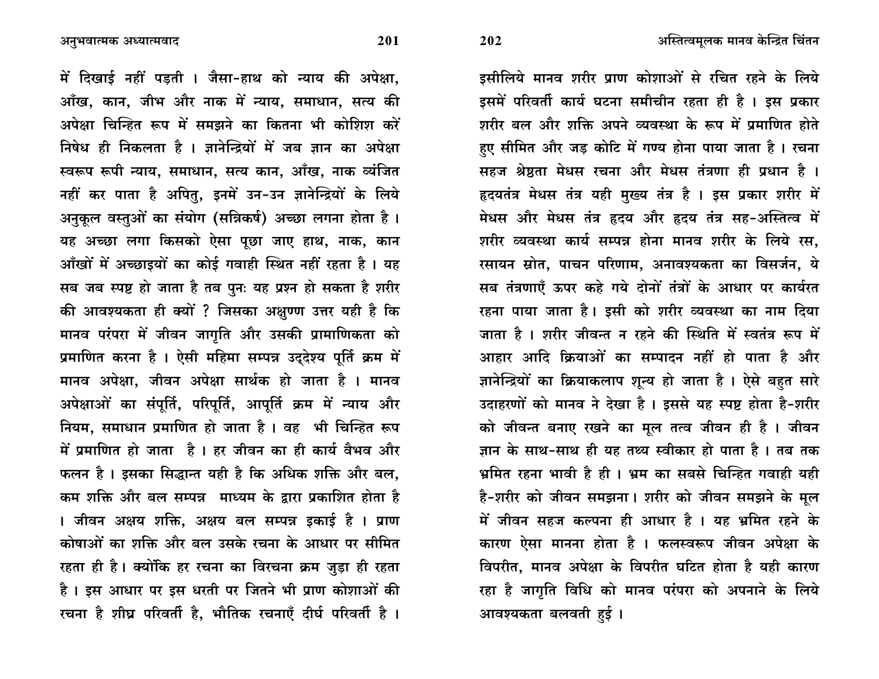में दिखाई नहीं पड़ती । जैसा-हाथ को न्याय की अपेक्षा, आँख, कान, जीभ और नाक में न्याय, समाधान, सत्य की अपेक्षा चिन्हित रूप में समझने का कितना भी कोशिश करें निषेध ही निकलता है । ज्ञानेन्द्रियों में जब ज्ञान का अपेक्षा स्वरूप रूपी न्याय, समाधान, सत्य कान, आँख, नाक व्यंजित नहीं कर पाता है अपितु, इनमें उन-उन ज्ञानेन्द्रियों के लिये अनुकूल वस्तुओं का संयोग (सन्निकर्ष) अच्छा लगना होता है । यह अच्छा लगा किसको ऐसा पूछा जाए हाथ, नाक, कान आँखों में अच्छाइयों का कोई गवाही स्थित नहीं रहता है । यह सब जब स्पष्ट हो जाता है तब पुनः यह प्रश्न हो सकता है शरीर की आवश्यकता ही क्यों ? जिसका अक्षुण्ण उत्तर यही है कि मानव परंपरा में जीवन जागृति और उसकी प्रामाणिकता को प्रमाणित करना है । ऐसी महिमा सम्पन्न उद्देश्य पूर्ति क्रम में मानव अपेक्षा, जीवन अपेक्षा सार्थक हो जाता है । मानव अपेक्षाओं का संपूर्ति, परिपूर्ति, आपूर्ति क्रम में न्याय और नियम, समाधान प्रमाणित हो जाता है । वह भी चिन्हित रूप में प्रमाणित हो जाता है । हर जीवन का ही कार्य वैभव और फलन है । इसका सिद्धान्त यही है कि अधिक शक्ति और बल, कम शक्ति और बल सम्पन्न माध्यम के द्वारा प्रकाशित होता है । जीवन अक्षय शक्ति, अक्षय बल सम्पन्न इकाई है । प्राण कोषाओं का शक्ति और बल उसके रचना के आधार पर सीमित रहता ही है। क्योंकि हर रचना का विरचना क्रम जुड़ा ही रहता है । इस आधार पर इस धरती पर जितने भी प्राण कोशाओं की रचना है शीघ्र परिवर्ती है, भौतिक रचनाएँ दीर्घ परिवर्ती है । इसीलिये मानव शरीर प्राण कोशाओं से रचित रहने के लिये इसमें परिवर्ती कार्य घटना समीचीन रहता ही है । इस प्रकार शरीर बल और शक्ति अपने व्यवस्था के रूप में प्रमाणित होते हुए सीमित और जड़ कोटि में गण्य होना पाया जाता है । रचना सहज श्रेष्ठता मेधस रचना और मेधस तंत्रणा ही प्रधान है । हृदयतंत्र मेधस तंत्र यही मुख्य तंत्र है । इस प्रकार शरीर में मेधस और मेधस तंत्र हृदय और हृदय तंत्र सह-अस्तित्व में शरीर व्यवस्था कार्य सम्पन्न होना मानव शरीर के लिये रस, रसायन स्रोत, पाचन परिणाम, अनावश्यकता का विसर्जन, ये सब तंत्रणाएँ ऊपर कहे गये दोनों तंत्रों के आधार पर कार्यरत रहना पाया जाता है। इसी को शरीर व्यवस्था का नाम दिया जाता है । शरीर जीवन्त न रहने की स्थिति में स्वतंत्र रूप में आहार आदि क्रियाओं का सम्पादन नहीं हो पाता है और ज्ञानेन्द्रियों का क्रियाकलाप शून्य हो जाता है । ऐसे बहुत सारे उदाहरणों को मानव ने देखा है । इससे यह स्पष्ट होता है-शरीर को जीवन्त बनाए रखने का मूल तत्व जीवन ही है । जीवन ज्ञान के साथ-साथ ही यह तथ्य स्वीकार हो पाता है । तब तक भ्रमित रहना भावी है ही । भ्रम का सबसे चिन्हित गवाही यही है-शरीर को जीवन समझना। शरीर को जीवन समझने के मूल में जीवन सहज कल्पना ही आधार है । यह भ्रमित रहने के कारण ऐसा मानना होता है । फलस्वरूप जीवन अपेक्षा के विपरीत, मानव अपेक्षा के विपरीत घटित होता है यही कारण रहा है जागृति विधि को मानव परंपरा को अपनाने के लिये आवश्यकता बलवती हुई ।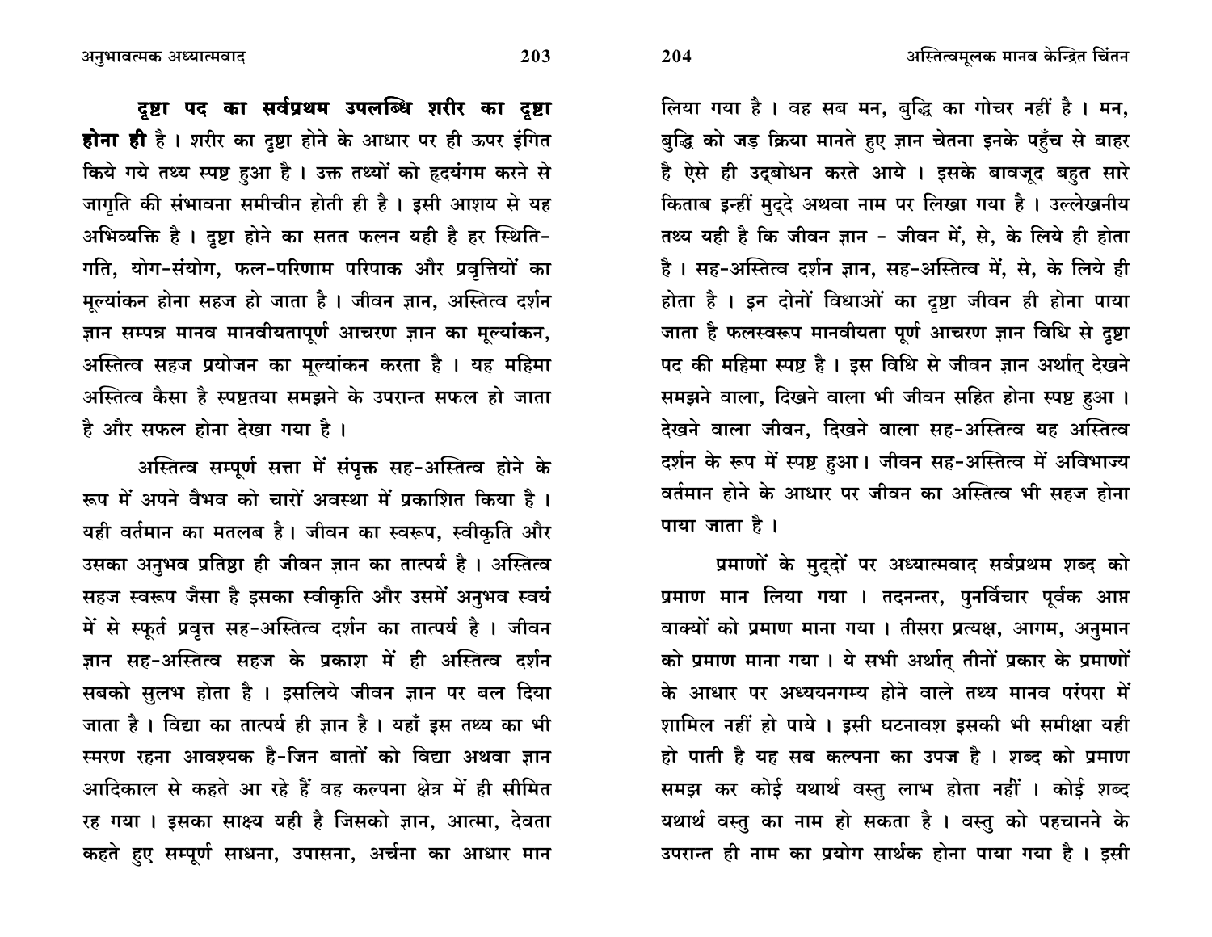**दृष्टा पद का सर्वप्रथम उपलब्धि शरीर का दृष्टा होना ही** है । शरीर का दृष्टा होने के आधार पर ही ऊपर इंगित किये गये तथ्य स्पष्ट हुआ है । उक्त तथ्यों को हृदयंगम करने से जागृति की संभावना समीचीन होती ही है । इसी आशय से यह अभिव्यक्ति है । दृष्टा होने का सतत फलन यही है हर स्थिति-गति, योग-संयोग, फल-परिणाम परिपाक और प्रवृत्तियों का मूल्यांकन होना सहज हो जाता है । जीवन ज्ञान, अस्तित्व दर्शन ज्ञान सम्पन्न मानव मानवीयतापूर्ण आचरण ज्ञान का मूल्यांकन, अस्तित्व सहज प्रयोजन का मूल्यांकन करता है । यह महिमा अस्तित्व कैसा है स्पष्टतया समझने के उपरान्त सफल हो जाता है और सफल होना देखा गया है ।

अस्तित्व सम्पूर्ण सत्ता में संपृक्त सह-अस्तित्व होने के रूप में अपने वैभव को चारों अवस्था में प्रकाशित किया है । यही वर्तमान का मतलब है। जीवन का स्वरूप, स्वीकृति और उसका अनुभव प्रतिष्ठा ही जीवन ज्ञान का तात्पर्य है । अस्तित्व सहज स्वरूप जैसा है इसका स्वीकृति और उसमें अनुभव स्वयं में से स्फूर्त प्रवृत्त सह-अस्तित्व दर्शन का तात्पर्य है । जीवन ज्ञान सह-अस्तित्व सहज के प्रकाश में ही अस्तित्व दर्शन सबको सुलभ होता है । इसलिये जीवन ज्ञान पर बल दिया जाता है । विद्या का तात्पर्य ही ज्ञान है । यहाँ इस तथ्य का भी स्मरण रहना आवश्यक है-जिन बातों को विद्या अथवा ज्ञान आदिकाल से कहते आ रहे हैं वह कल्पना क्षेत्र में ही सीमित रह गया । इसका साक्ष्य यही है जिसको ज्ञान, आत्मा, देवता कहते हुए सम्पूर्ण साधना, उपासना, अर्चना का आधार मान लिया गया है । वह सब मन, बुद्धि का गोचर नहीं है । मन, बुद्धि को जड़ क्रिया मानते हुए ज्ञान चेतना इनके पहुँच से बाहर है ऐसे ही उद्बोधन करते आये । इसके बावजूद बहुत सारे किताब इन्हीं मुद्दे अथवा नाम पर लिखा गया है । उल्लेखनीय तथ्य यही है कि जीवन ज्ञान - जीवन में, से, के लिये ही होता है । सह-अस्तित्व दर्शन ज्ञान, सह-अस्तित्व में, से, के लिये ही होता है । इन दोनों विधाओं का दृष्टा जीवन ही होना पाया जाता है फलस्वरूप मानवीयता पूर्ण आचरण ज्ञान विधि से दृष्टा पद की महिमा स्पष्ट है । इस विधि से जीवन ज्ञान अर्थात् देखने समझने वाला, दिखने वाला भी जीवन सहित होना स्पष्ट हुआ । देखने वाला जीवन, दिखने वाला सह-अस्तित्व यह अस्तित्व दर्शन के रूप में स्पष्ट हुआ। जीवन सह-अस्तित्व में अविभाज्य वर्तमान होने के आधार पर जीवन का अस्तित्व भी सहज होना पाया जाता है ।

प्रमाणों के मुद्दों पर अध्यात्मवाद सर्वप्रथम शब्द को प्रमाण मान लिया गया । तदनन्तर, पुनर्विचार पूर्वक आप्त वाक्यों को प्रमाण माना गया । तीसरा प्रत्यक्ष, आगम, अनुमान को प्रमाण माना गया । ये सभी अर्थात् तीनों प्रकार के प्रमाणों के आधार पर अध्ययनगम्य होने वाले तथ्य मानव परंपरा में शामिल नहीं हो पाये । इसी घटनावश इसकी भी समीक्षा यही हो पाती है यह सब कल्पना का उपज है । शब्द को प्रमाण समझ कर कोई यथार्थ वस्तु लाभ होता नहीं । कोई शब्द यथार्थ वस्तु का नाम हो सकता है । वस्तु को पहचानने के उपरान्त ही नाम का प्रयोग सार्थक होना पाया गया है । इसी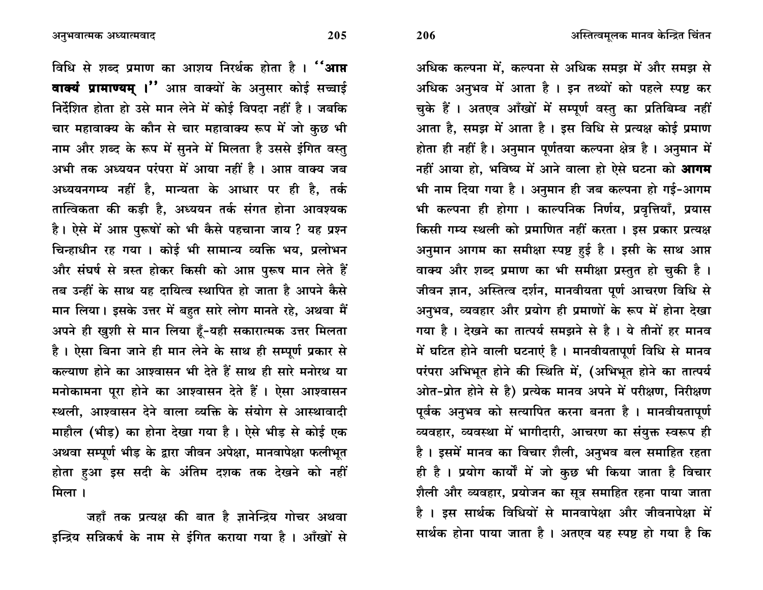विधि से शब्द प्रमाण का आशय निरर्थक होता है । **"आप्त वाक्यं प्रामाण्यम् ।"** आप्त वाक्यों के अनुसार कोई सच्चाई निर्देशित होता हो उसे मान लेने में कोई विपदा नहीं है । जबकि चार महावाक्य के कौन से चार महावाक्य रूप में जो कुछ भी नाम और शब्द के रूप में सुनने में मिलता है उससे इंगित वस्तु अभी तक अध्ययन परंपरा में आया नहीं है । आप्त वाक्य जब अध्ययनगम्य नहीं है, मान्यता के आधार पर ही है, तर्क तात्विकता की कड़ी है, अध्ययन तर्क संगत होना आवश्यक है। ऐसे में आप्त पुरूषों को भी कैसे पहचाना जाय ? यह प्रश्न चिन्हाधीन रह गया । कोई भी सामान्य व्यक्ति भय, प्रलोभन और संघर्ष से त्रस्त होकर किसी को आप्त पुरूष मान लेते हैं तब उन्हीं के साथ यह दायित्व स्थापित हो जाता है आपने कैसे मान लिया। इसके उत्तर में बहुत सारे लोग मानते रहे, अथवा मैं अपने ही खुशी से मान लिया हूँ-यही सकारात्मक उत्तर मिलता है । ऐसा बिना जाने ही मान लेने के साथ ही सम्पूर्ण प्रकार से कल्याण होने का आश्वासन भी देते हैं साथ ही सारे मनोरथ या मनोकामना पूरा होने का आश्वासन देते हैं । ऐसा आश्वासन स्थली, आश्वासन देने वाला व्यक्ति के संयोग से आस्थावादी माहौल (भीड़) का होना देखा गया है । ऐसे भीड़ से कोई एक अथवा सम्पूर्ण भीड़ के द्वारा जीवन अपेक्षा, मानवापेक्षा फलीभूत होता हुआ इस सदी के अंतिम दशक तक देखने को नहीं मिला ।

जहाँ तक प्रत्यक्ष की बात है ज्ञानेन्द्रिय गोचर अथवा इन्द्रिय सन्निकर्ष के नाम से इंगित कराया गया है । आँखों से अधिक कल्पना में, कल्पना से अधिक समझ में और समझ से अधिक अनुभव में आता है । इन तथ्यों को पहले स्पष्ट कर चुके हैं । अतएव आँखों में सम्पूर्ण वस्तु का प्रतिबिम्ब नहीं आता है, समझ में आता है । इस विधि से प्रत्यक्ष कोई प्रमाण होता ही नहीं है। अनुमान पूर्णतया कल्पना क्षेत्र है । अनुमान में नहीं आया हो, भविष्य में आने वाला हो ऐसे घटना को **आगम** भी नाम दिया गया है । अनुमान ही जब कल्पना हो गई-आगम भी कल्पना ही होगा । काल्पनिक निर्णय, प्रवृत्तियाँ, प्रयास किसी गम्य स्थली को प्रमाणित नहीं करता । इस प्रकार प्रत्यक्ष अनुमान आगम का समीक्षा स्पष्ट हुई है । इसी के साथ आप्त वाक्य और शब्द प्रमाण का भी समीक्षा प्रस्तुत हो चुकी है । जीवन ज्ञान, अस्तित्व दर्शन, मानवीयता पूर्ण आचरण विधि से अनुभव, व्यवहार और प्रयोग ही प्रमाणों के रूप में होना देखा गया है । देखने का तात्पर्य समझने से है । ये तीनों हर मानव में घटित होने वाली घटनाएं है । मानवीयतापूर्ण विधि से मानव परंपरा अभिभूत होने की स्थिति में, (अभिभूत होने का तात्पर्य ओत-प्रोत होने से है) प्रत्येक मानव अपने में परीक्षण, निरीक्षण पूर्वक अनुभव को सत्यापित करना बनता है । मानवीयतापूर्ण व्यवहार, व्यवस्था में भागीदारी, आचरण का संयुक्त स्वरूप ही है । इसमें मानव का विचार शैली, अनुभव बल समाहित रहता ही है । प्रयोग कार्यों में जो कुछ भी किया जाता है विचार शैली और व्यवहार, प्रयोजन का सूत्र समाहित रहना पाया जाता है । इस सार्थक विधियों से मानवापेक्षा और जीवनापेक्षा में सार्थक होना पाया जाता है । अतएव यह स्पष्ट हो गया है कि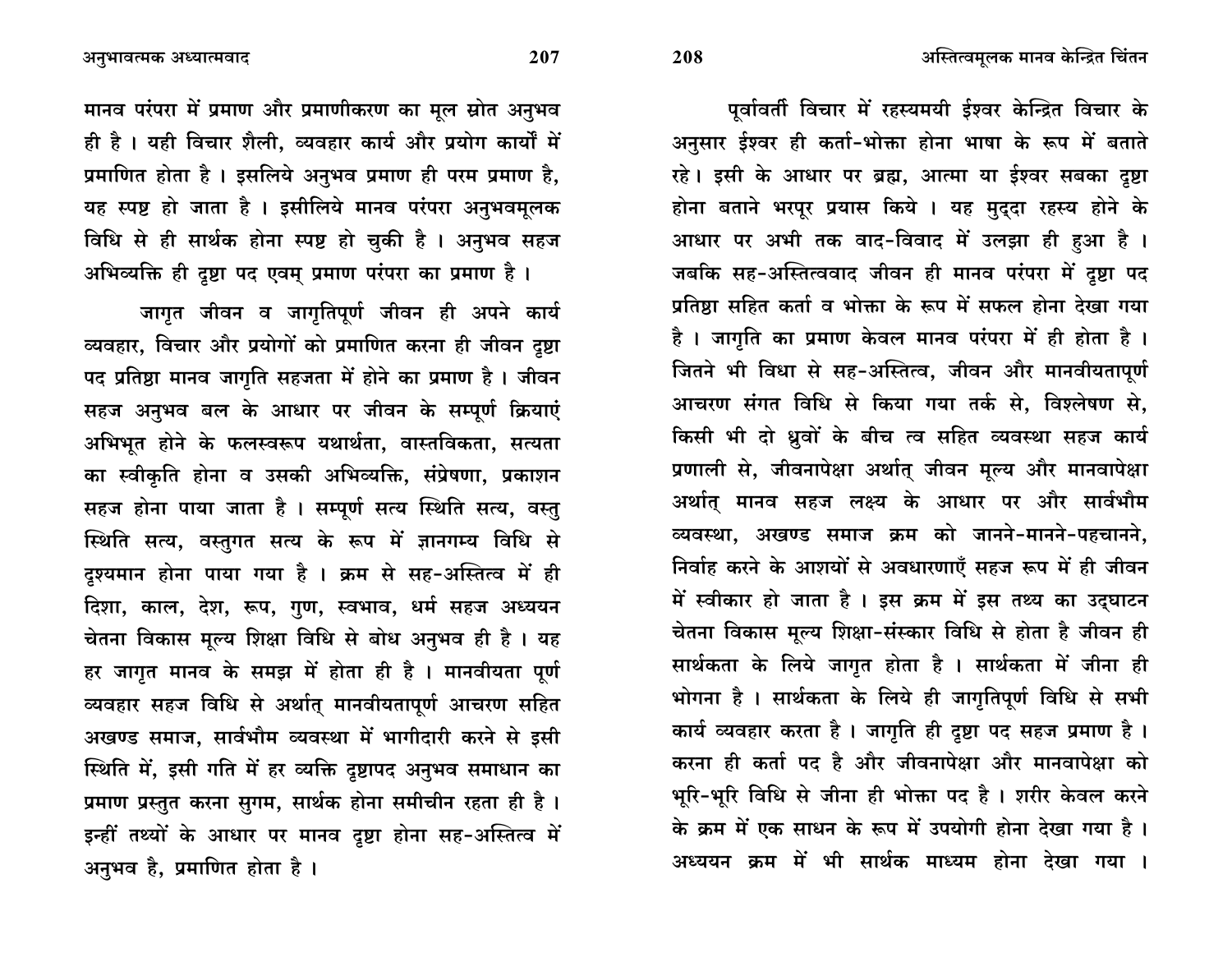मानव परंपरा में प्रमाण और प्रमाणीकरण का मूल स्रोत अनुभव ही है । यही विचार शैली, व्यवहार कार्य और प्रयोग कार्यों में प्रमाणित होता है । इसलिये अनुभव प्रमाण ही परम प्रमाण है, यह स्पष्ट हो जाता है । इसीलिये मानव परंपरा अनुभवमूलक विधि से ही सार्थक होना स्पष्ट हो चुकी है । अनुभव सहज अभिव्यक्ति ही दृष्टा पद एवम् प्रमाण परंपरा का प्रमाण है ।

जागृत जीवन व जागृतिपूर्ण जीवन ही अपने कार्य व्यवहार, विचार और प्रयोगों को प्रमाणित करना ही जीवन दृष्टा पद प्रतिष्ठा मानव जागृति सहजता में होने का प्रमाण है । जीवन सहज अनुभव बल के आधार पर जीवन के सम्पूर्ण क्रियाएं अभिभूत होने के फलस्वरूप यथार्थता, वास्तविकता, सत्यता का स्वीकृति होना व उसकी अभिव्यक्ति, संप्रेषणा, प्रकाशन सहज होना पाया जाता है । सम्पूर्ण सत्य स्थिति सत्य, वस्तु स्थिति सत्य, वस्तुगत सत्य के रूप में ज्ञानगम्य विधि से दृश्यमान होना पाया गया है । क्रम से सह-अस्तित्व में ही दिशा, काल, देश, रूप, गुण, स्वभाव, धर्म सहज अध्ययन चेतना विकास मूल्य शिक्षा विधि से बोध अनुभव ही है । यह हर जागृत मानव के समझ में होता ही है । मानवीयता पूर्ण व्यवहार सहज विधि से अर्थात् मानवीयतापूर्ण आचरण सहित अखण्ड समाज, सार्वभौम व्यवस्था में भागीदारी करने से इसी स्थिति में, इसी गति में हर व्यक्ति दृष्टापद अनुभव समाधान का प्रमाण प्रस्तुत करना सुगम, सार्थक होना समीचीन रहता ही है । इन्हीं तथ्यों के आधार पर मानव दृष्टा होना सह-अस्तित्व में अनुभव है, प्रमाणित होता है ।

पूर्ववर्ती विचार में रहस्यमयी ईश्वर केन्द्रित विचार के अनुसार ईश्वर ही कर्ता-भोक्ता होना भाषा के रूप में बताते रहे। इसी के आधार पर ब्रह्म, आत्मा या ईश्वर सबका दृष्टा होना बताने भरपूर प्रयास किये । यह मुद्दा रहस्य होने के आधार पर अभी तक वाद-विवाद में उलझा ही हुआ है । जबकि सह-अस्तित्ववाद जीवन ही मानव परंपरा में दृष्टा पद प्रतिष्ठा सहित कर्ता व भोक्ता के रूप में सफल होना देखा गया है । जागृति का प्रमाण केवल मानव परंपरा में ही होता है । जितने भी विधा से सह-अस्तित्व, जीवन और मानवीयतापूर्ण आचरण संगत विधि से किया गया तर्क से, विश्लेषण से, किसी भी दो ध्रुवों के बीच त्व सहित व्यवस्था सहज कार्य प्रणाली से, जीवनापेक्षा अर्थात् जीवन मूल्य और मानवापेक्षा अर्थात् मानव सहज लक्ष्य के आधार पर और सार्वभौम व्यवस्था, अखण्ड समाज क्रम को जानने-मानने-पहचानने, निर्वाह करने के आशयों से अवधारणाएँ सहज रूप में ही जीवन में स्वीकार हो जाता है । इस क्रम में इस तथ्य का उद्घाटन चेतना विकास मूल्य शिक्षा-संस्कार विधि से होता है जीवन ही सार्थकता के लिये जागृत होता है । सार्थकता में जीना ही भोगना है । सार्थकता के लिये ही जागृतिपूर्ण विधि से सभी कार्य व्यवहार करता है । जागृति ही दृष्टा पद सहज प्रमाण है । करना ही कर्ता पद है और जीवनापेक्षा और मानवापेक्षा को भूरि-भूरि विधि से जीना ही भोक्ता पद है । शरीर केवल करने के क्रम में एक साधन के रूप में उपयोगी होना देखा गया है । अध्ययन क्रम में भी सार्थक माध्यम होना देखा गया ।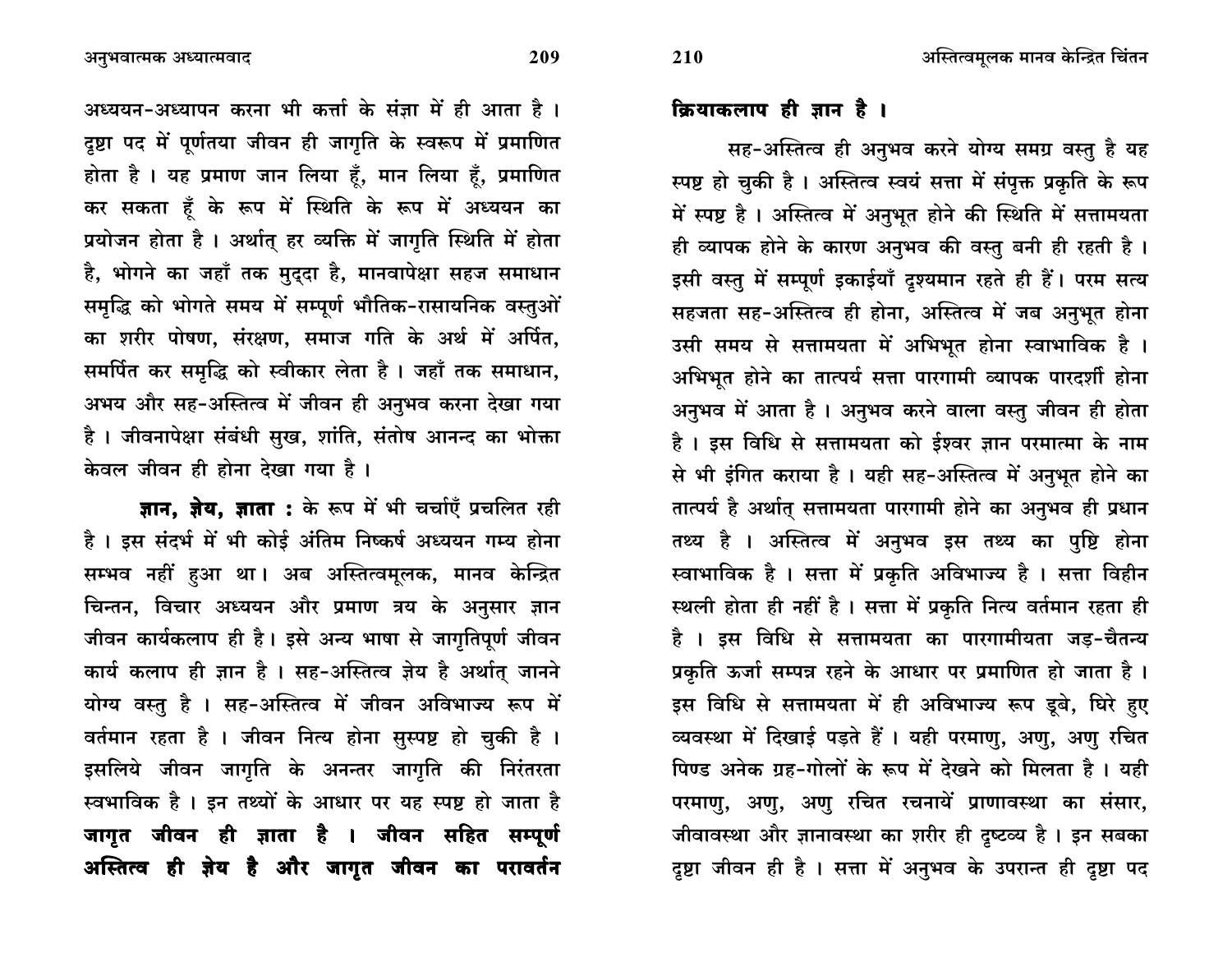अध्ययन-अध्यापन करना भी कर्त्ता के संज्ञा में ही आता है । दृष्टा पद में पूर्णतया जीवन ही जागृति के स्वरूप में प्रमाणित होता है । यह प्रमाण जान लिया हूँ, मान लिया हूँ, प्रमाणित कर सकता हूँ के रूप में स्थिति के रूप में अध्ययन का प्रयोजन होता है । अर्थात् हर व्यक्ति में जागृति स्थिति में होता है, भोगने का जहाँ तक मुद्दा है, मानवापेक्षा सहज समाधान समृद्धि को भोगते समय में सम्पूर्ण भौतिक-रासायनिक वस्तुओं का शरीर पोषण, संरक्षण, समाज गति के अर्थ में अर्पित, समर्पित कर समृद्धि को स्वीकार लेता है । जहाँ तक समाधान, अभय और सह-अस्तित्व में जीवन ही अनुभव करना देखा गया है । जीवनापेक्षा संबंधी सुख, शांति, संतोष आनन्द का भोक्ता केवल जीवन ही होना देखा गया है ।

**ज्ञान, ज्ञेय, ज्ञाता :** के रूप में भी चर्चाएँ प्रचलित रही है । इस संदर्भ में भी कोई अंतिम निष्कर्ष अध्ययन गम्य होना सम्भव नहीं हुआ था। अब अस्तित्वमूलक, मानव केन्द्रित चिन्तन, विचार अध्ययन और प्रमाण त्रय के अनुसार ज्ञान जीवन कार्यकलाप ही है। इसे अन्य भाषा से जागृतिपूर्ण जीवन कार्य कलाप ही ज्ञान है । सह-अस्तित्व ज्ञेय है अर्थात् जानने योग्य वस्तु है । सह-अस्तित्व में जीवन अविभाज्य रूप में वर्तमान रहता है । जीवन नित्य होना सुस्पष्ट हो चुकी है । इसलिये जीवन जागृति के अनन्तर जागृति की निरंतरता स्वभाविक है । इन तथ्यों के आधार पर यह स्पष्ट हो जाता है **जागृत जीवन ही ज्ञाता है । जीवन सहित सम्पूर्ण अस्तित्व ही ज्ञेय है और जागृत जीवन का परावर्तन क्रियाकलाप ही ज्ञान है ।**

सह-अस्तित्व ही अनुभव करने योग्य समग्र वस्तु है यह स्पष्ट हो चुकी है । अस्तित्व स्वयं सत्ता में संपृक्त प्रकृति के रूप में स्पष्ट है । अस्तित्व में अनुभूत होने की स्थिति में सत्तामयता ही व्यापक होने के कारण अनुभव की वस्तु बनी ही रहती है । इसी वस्तु में सम्पूर्ण इकाईयाँ दृश्यमान रहते ही हैं। परम सत्य सहजता सह-अस्तित्व ही होना, अस्तित्व में जब अनुभूत होना उसी समय से सत्तामयता में अभिभूत होना स्वाभाविक है । अभिभूत होने का तात्पर्य सत्ता पारगामी व्यापक पारदर्शी होना अनुभव में आता है । अनुभव करने वाला वस्तु जीवन ही होता है । इस विधि से सत्तामयता को ईश्वर ज्ञान परमात्मा के नाम से भी इंगित कराया है । यही सह-अस्तित्व में अनुभूत होने का तात्पर्य है अर्थात् सत्तामयता पारगामी होने का अनुभव ही प्रधान तथ्य है । अस्तित्व में अनुभव इस तथ्य का पुष्टि होना स्वाभाविक है । सत्ता में प्रकृति अविभाज्य है । सत्ता विहीन स्थली होता ही नहीं है । सत्ता में प्रकृति नित्य वर्तमान रहता ही है । इस विधि से सत्तामयता का पारगामीयता जड़-चैतन्य प्रकृति ऊर्जा सम्पन्न रहने के आधार पर प्रमाणित हो जाता है । इस विधि से सत्तामयता में ही अविभाज्य रूप डूबे, घिरे हुए व्यवस्था में दिखाई पड़ते हैं । यही परमाणु, अणु, अणु रचित पिण्ड अनेक ग्रह-गोलों के रूप में देखने को मिलता है । यही परमाणु, अणु, अणु रचित रचनायें प्राणावस्था का संसार, जीवावस्था और ज्ञानावस्था का शरीर ही दृष्टव्य है । इन सबका दृष्टा जीवन ही है । सत्ता में अनुभव के उपरान्त ही दृष्टा पद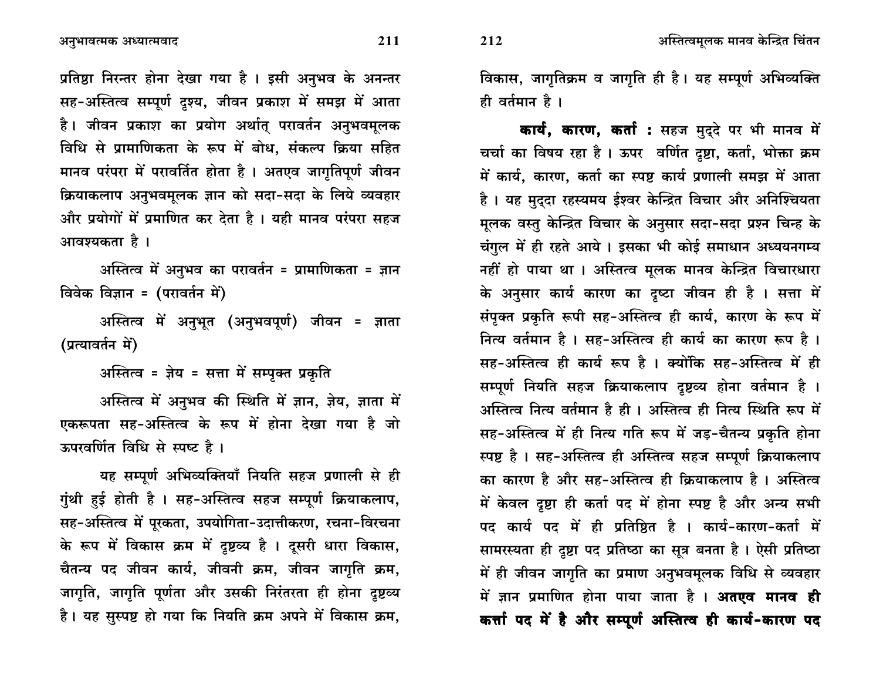प्रतिष्ठा निरन्तर होना देखा गया है । इसी अनुभव के अनन्तर सह-अस्तित्व सम्पूर्ण दृश्य, जीवन प्रकाश में समझ में आता है। जीवन प्रकाश का प्रयोग अर्थात् परावर्तन अनुभवमूलक विधि से प्रामाणिकता के रूप में बोध, संकल्प क्रिया सहित मानव परंपरा में परावर्तित होता है । अतएव जागृतिपूर्ण जीवन क्रियाकलाप अनुभवमूलक ज्ञान को सदा-सदा के लिये व्यवहार और प्रयोगों में प्रमाणित कर देता है । यही मानव परंपरा सहज आवश्यकता है ।

अस्तित्व में अनुभव का परावर्तन = प्रामाणिकता = ज्ञान विवेक विज्ञान = (परावर्तन में)

अस्तित्व में अनुभूत (अनुभवपूर्ण) जीवन = ज्ञाता (प्रत्यावर्तन में)

अस्तित्व = ज्ञेय = सत्ता में सम्पृक्त प्रकृति

अस्तित्व में अनुभव की स्थिति में ज्ञान, ज्ञेय, ज्ञाता में एकरूपता सह-अस्तित्व के रूप में होना देखा गया है जो ऊपरवर्णित विधि से स्पष्ट है ।

यह सम्पूर्ण अभिव्यक्तियाँ नियति सहज प्रणाली से ही गुंथी हुई होती है । सह-अस्तित्व सहज सम्पूर्ण क्रियाकलाप, सह-अस्तित्व में पूरकता, उपयोगिता-उदात्तीकरण, रचना-विरचना के रूप में विकास क्रम में दृष्टव्य है । दूसरी धारा विकास, चैतन्य पद जीवन कार्य, जीवनी क्रम, जीवन जागृति क्रम, जागृति, जागृति पूर्णता और उसकी निरंतरता ही होना दृष्टव्य है। यह सुस्पष्ट हो गया कि नियति क्रम अपने में विकास क्रम, विकास, जागृतिक्रम व जागृति ही है। यह सम्पूर्ण अभिव्यक्ति ही वर्तमान है ।

**कार्य, कारण, कर्ता :** सहज मुद्दे पर भी मानव में चर्चा का विषय रहा है । ऊपर वर्णित दृष्टा, कर्ता, भोक्ता क्रम में कार्य, कारण, कर्ता का स्पष्ट कार्य प्रणाली समझ में आता है । यह मुद्दा रहस्यमय ईश्वर केन्द्रित विचार और अनिश्चियता मूलक वस्तु केन्द्रित विचार के अनुसार सदा-सदा प्रश्न चिन्ह के चंगुल में ही रहते आये । इसका भी कोई समाधान अध्ययनगम्य नहीं हो पाया था । अस्तित्व मूलक मानव केन्द्रित विचारधारा के अनुसार कार्य कारण का दृष्टा जीवन ही है । सत्ता में संपृक्त प्रकृति रूपी सह-अस्तित्व ही कार्य, कारण के रूप में नित्य वर्तमान है । सह-अस्तित्व ही कार्य का कारण रूप है । सह-अस्तित्व ही कार्य रूप है । क्योंकि सह-अस्तित्व में ही सम्पूर्ण नियति सहज क्रियाकलाप दृष्टव्य होना वर्तमान है । अस्तित्व नित्य वर्तमान है ही । अस्तित्व ही नित्य स्थिति रूप में सह-अस्तित्व में ही नित्य गति रूप में जड़-चैतन्य प्रकृति होना स्पष्ट है । सह-अस्तित्व ही अस्तित्व सहज सम्पूर्ण क्रियाकलाप का कारण है और सह-अस्तित्व ही क्रियाकलाप है । अस्तित्व में केवल दृष्टा ही कर्ता पद में होना स्पष्ट है और अन्य सभी पद कार्य पद में ही प्रतिष्ठित है । कार्य-कारण-कर्ता में सामरस्यता ही दृष्टा पद प्रतिष्ठा का सूत्र बनता है । ऐसी प्रतिष्ठा में ही जीवन जागृति का प्रमाण अनुभवमूलक विधि से व्यवहार में ज्ञान प्रमाणित होना पाया जाता है । **अतएव मानव ही कर्त्ता पद में है और सम्पूर्ण अस्तित्व ही कार्य-कारण पद**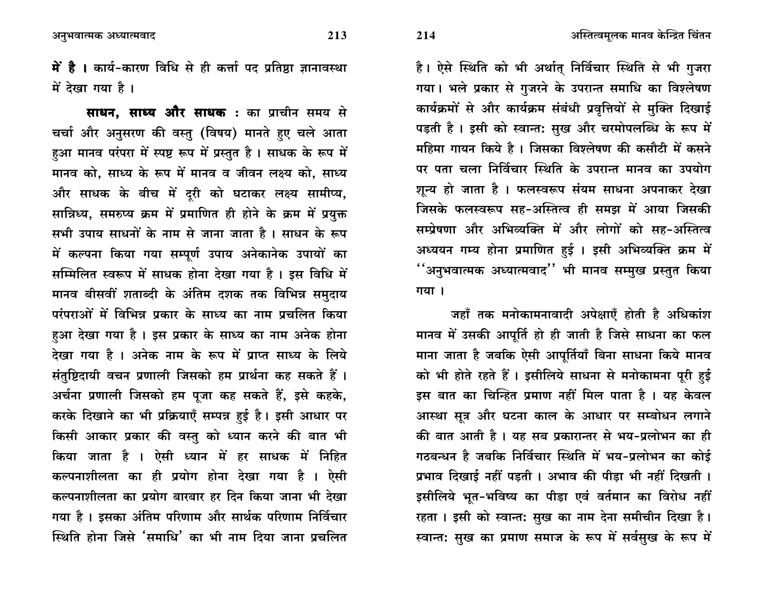**में है ।** कार्य-कारण विधि से ही कर्त्ता पद प्रतिष्ठा ज्ञानावस्था में देखा गया है ।

**साधन, साध्य और साधक :** का प्राचीन समय से चर्चा और अनुसरण की वस्तु (विषय) मानते हुए चले आता हुआ मानव परंपरा में स्पष्ट रूप में प्रस्तुत है । साधक के रूप में मानव को, साध्य के रूप में मानव व जीवन लक्ष्य को, साध्य और साधक के बीच में दूरी को घटाकर लक्ष्य सामीप्य, सान्निध्य, समरुप्य क्रम में प्रमाणित ही होने के क्रम में प्रयुक्त सभी उपाय साधनों के नाम से जाना जाता है । साधन के रूप में कल्पना किया गया सम्पूर्ण उपाय अनेकानेक उपायों का सम्मिलित स्वरूप में साधक होना देखा गया है । इस विधि में मानव बीसवीं शताब्दी के अंतिम दशक तक विभिन्न समुदाय परंपराओं में विभिन्न प्रकार के साध्य का नाम प्रचलित किया हुआ देखा गया है । इस प्रकार के साध्य का नाम अनेक होना देखा गया है । अनेक नाम के रूप में प्राप्त साध्य के लिये संतुष्टिदायी वचन प्रणाली जिसको हम प्रार्थना कह सकते हैं । अर्चना प्रणाली जिसको हम पूजा कह सकते हैं, इसे कहके, करके दिखाने का भी प्रक्रियाएँ सम्पन्न हुई है। इसी आधार पर किसी आकार प्रकार की वस्तु को ध्यान करने की बात भी किया जाता है । ऐसी ध्यान में हर साधक में निहित कल्पनाशीलता का ही प्रयोग होना देखा गया है । ऐसी कल्पनाशीलता का प्रयोग बारबार हर दिन किया जाना भी देखा गया है । इसका अंतिम परिणाम और सार्थक परिणाम निर्विचार स्थिति होना जिसे 'समाधि' का भी नाम दिया जाना प्रचलित है। ऐसे स्थिति को भी अर्थात् निर्विचार स्थिति से भी गुजरा गया। भले प्रकार से गुजरने के उपरान्त समाधि का विश्लेषण कार्यक्रमों से और कार्यक्रम संबंधी प्रवृत्तियों से मुक्ति दिखाई पड़ती है । इसी को स्वान्तः सुख और चरमोपलब्धि के रूप में महिमा गायन किये है । जिसका विश्लेषण की कसौटी में कसने पर पता चला निर्विचार स्थिति के उपरान्त मानव का उपयोग शून्य हो जाता है । फलस्वरूप संयम साधना अपनाकर देखा जिसके फलस्वरूप सह-अस्तित्व ही समझ में आया जिसकी सम्प्रेषणा और अभिव्यक्ति में और लोगों को सह-अस्तित्व अध्ययन गम्य होना प्रमाणित हुई । इसी अभिव्यक्ति क्रम में ''अनुभवात्मक अध्यात्मवाद'' भी मानव सम्मुख प्रस्तुत किया गया ।

जहाँ तक मनोकामनावादी अपेक्षाएँ होती है अधिकांश मानव में उसकी आपूर्ति हो ही जाती है जिसे साधना का फल माना जाता है जबकि ऐसी आपूर्तियाँ बिना साधना किये मानव को भी होते रहते हैं । इसीलिये साधना से मनोकामना पूरी हुई इस बात का चिन्हित प्रमाण नहीं मिल पाता है । यह केवल आस्था सूत्र और घटना काल के आधार पर सम्बोधन लगाने की बात आती है । यह सब प्रकारान्तर से भय-प्रलोभन का ही गठबन्धन है जबकि निर्विचार स्थिति में भय-प्रलोभन का कोई प्रभाव दिखाई नहीं पड़ती । अभाव की पीड़ा भी नहीं दिखती । इसीलिये भूत-भविष्य का पीड़ा एवं वर्तमान का विरोध नहीं रहता । इसी को स्वान्तः सुख का नाम देना समीचीन दिखा है। स्वान्तः सुख का प्रमाण समाज के रूप में सर्वसुख के रूप में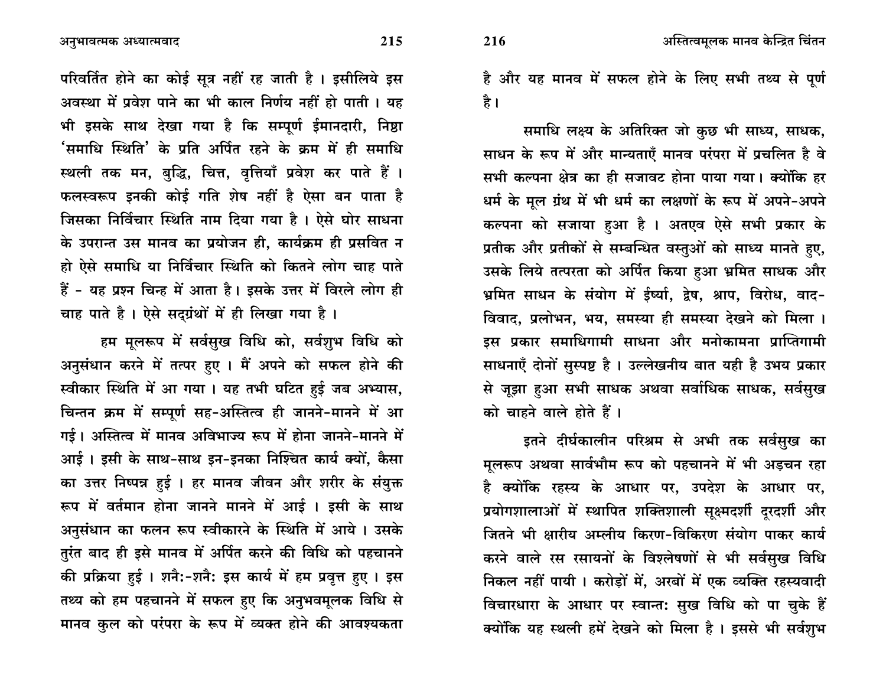परिवर्तित होने का कोई सूत्र नहीं रह जाती है । इसीलिये इस अवस्था में प्रवेश पाने का भी काल निर्णय नहीं हो पाती । यह भी इसके साथ देखा गया है कि सम्पूर्ण ईमानदारी, निष्ठा 'समाधि स्थिति' के प्रति अर्पित रहने के क्रम में ही समाधि स्थली तक मन, बुद्धि, चित्त, वृत्तियाँ प्रवेश कर पाते हैं । फलस्वरूप इनकी कोई गति शेष नहीं है ऐसा बन पाता है जिसका निर्विचार स्थिति नाम दिया गया है । ऐसे घोर साधना के उपरान्त उस मानव का प्रयोजन ही, कार्यक्रम ही प्रसवित न हो ऐसे समाधि या निर्विचार स्थिति को कितने लोग चाह पाते हैं - यह प्रश्न चिन्ह में आता है। इसके उत्तर में विरले लोग ही चाह पाते है । ऐसे सद्ग्रंथों में ही लिखा गया है ।

हम मूलरूप में सर्वसुख विधि को, सर्वशुभ विधि को अनुसंधान करने में तत्पर हुए । मैं अपने को सफल होने की स्वीकार स्थिति में आ गया । यह तभी घटित हुई जब अभ्यास, चिन्तन क्रम में सम्पूर्ण सह-अस्तित्व ही जानने-मानने में आ गई। अस्तित्व में मानव अविभाज्य रूप में होना जानने-मानने में आई । इसी के साथ-साथ इन-इनका निश्चित कार्य क्यों, कैसा का उत्तर निष्पन्न हुई । हर मानव जीवन और शरीर के संयुक्त रूप में वर्तमान होना जानने मानने में आई । इसी के साथ अनुसंधान का फलन रूप स्वीकारने के स्थिति में आये । उसके तुरंत बाद ही इसे मानव में अर्पित करने की विधि को पहचानने की प्रक्रिया हुई । शनैः-शनैः इस कार्य में हम प्रवृत्त हुए । इस तथ्य को हम पहचानने में सफल हुए कि अनुभवमूलक विधि से मानव कुल को परंपरा के रूप में व्यक्त होने की आवश्यकता है और यह मानव में सफल होने के लिए सभी तथ्य से पूर्ण है।

समाधि लक्ष्य के अतिरिक्त जो कुछ भी साध्य, साधक, साधन के रूप में और मान्यताएँ मानव परंपरा में प्रचलित है वे सभी कल्पना क्षेत्र का ही सजावट होना पाया गया। क्योंकि हर धर्म के मूल ग्रंथ में भी धर्म का लक्षणों के रूप में अपने-अपने कल्पना को सजाया हुआ है । अतएव ऐसे सभी प्रकार के प्रतीक और प्रतीकों से सम्बन्धित वस्तुओं को साध्य मानते हुए, उसके लिये तत्परता को अर्पित किया हुआ भ्रमित साधक और भ्रमित साधन के संयोग में ईर्ष्या, द्वेष, श्राप, विरोध, वाद-विवाद, प्रलोभन, भय, समस्या ही समस्या देखने को मिला । इस प्रकार समाधिगामी साधना और मनोकामना प्राप्तिगामी साधनाएँ दोनों सुस्पष्ट है । उल्लेखनीय बात यही है उभय प्रकार से जूझा हुआ सभी साधक अथवा सर्वाधिक साधक, सर्वसुख को चाहने वाले होते हैं ।

इतने दीर्घकालीन परिश्रम से अभी तक सर्वसुख का मूलरूप अथवा सार्वभौम रूप को पहचानने में भी अड़चन रहा है क्योंकि रहस्य के आधार पर, उपदेश के आधार पर, प्रयोगशालाओं में स्थापित शक्तिशाली सूक्ष्मदर्शी दूरदर्शी और जितने भी क्षारीय अम्लीय किरण-विकिरण संयोग पाकर कार्य करने वाले रस रसायनों के विश्लेषणों से भी सर्वसुख विधि निकल नहीं पायी । करोड़ों में, अरबों में एक व्यक्ति रहस्यवादी विचारधारा के आधार पर स्वान्तः सुख विधि को पा चुके हैं क्योंकि यह स्थली हमें देखने को मिला है । इससे भी सर्वशुभ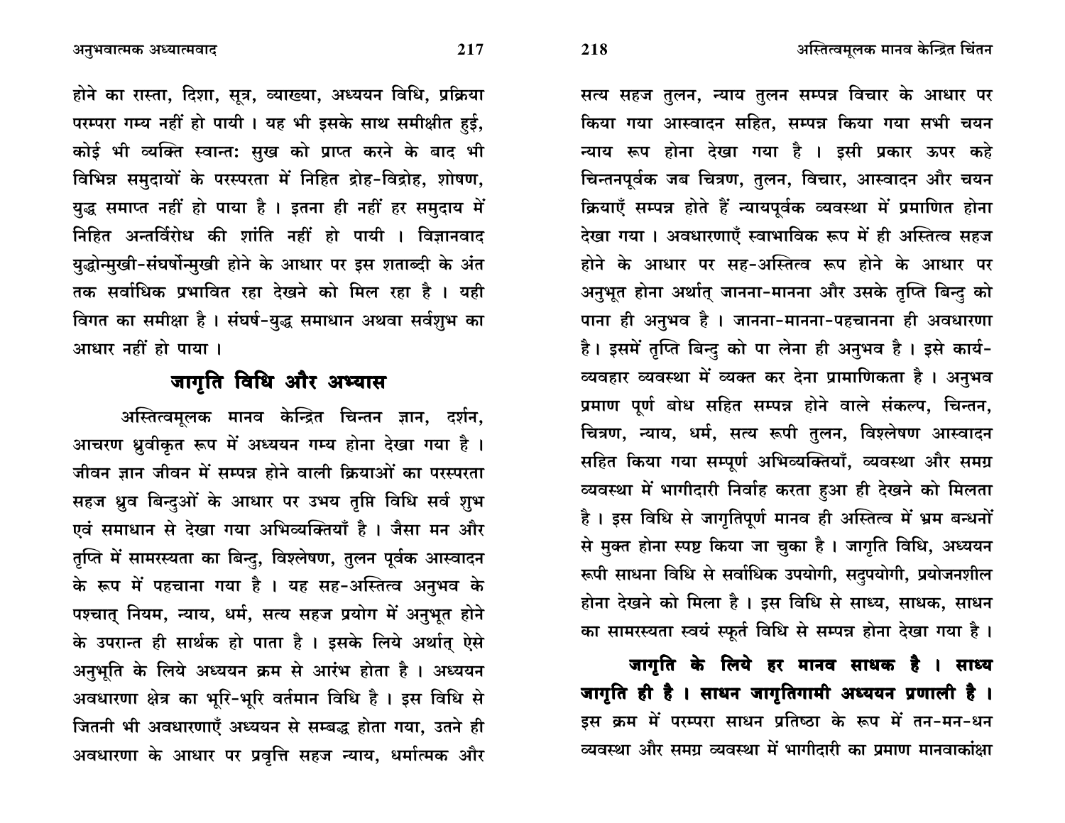होने का रास्ता, दिशा, सूत्र, व्याख्या, अध्ययन विधि, प्रक्रिया परम्परा गम्य नहीं हो पायी । यह भी इसके साथ समीक्षीत हुई, कोई भी व्यक्ति स्वान्तः सुख को प्राप्त करने के बाद भी विभिन्न समुदायों के परस्परता में निहित द्रोह-विद्रोह, शोषण, युद्ध समाप्त नहीं हो पाया है । इतना ही नहीं हर समुदाय में निहित अन्तर्विरोध की शांति नहीं हो पायी । विज्ञानवाद युद्धोन्मुखी-संघर्षोन्मुखी होने के आधार पर इस शताब्दी के अंत तक सर्वाधिक प्रभावित रहा देखने को मिल रहा है । यही विगत का समीक्षा है । संघर्ष-युद्ध समाधान अथवा सर्वशुभ का आधार नहीं हो पाया ।

## जागृति विधि और अभ्यास

अस्तित्वमूलक मानव केन्द्रित चिन्तन ज्ञान, दर्शन, आचरण ध्रुवीकृत रूप में अध्ययन गम्य होना देखा गया है । जीवन ज्ञान जीवन में सम्पन्न होने वाली क्रियाओं का परस्परता सहज ध्रुव बिन्दुओं के आधार पर उभय तृप्ति विधि सर्व शुभ एवं समाधान से देखा गया अभिव्यक्तियाँ है । जैसा मन और तृप्ति में सामरस्यता का बिन्दु, विश्लेषण, तुलन पूर्वक आस्वादन के रूप में पहचाना गया है । यह सह-अस्तित्व अनुभव के पश्चात् नियम, न्याय, धर्म, सत्य सहज प्रयोग में अनुभूत होने के उपरान्त ही सार्थक हो पाता है । इसके लिये अर्थात् ऐसे अनुभूति के लिये अध्ययन क्रम से आरंभ होता है । अध्ययन अवधारणा क्षेत्र का भूरि-भूरि वर्तमान विधि है । इस विधि से जितनी भी अवधारणाएँ अध्ययन से सम्बद्ध होता गया, उतने ही अवधारणा के आधार पर प्रवृत्ति सहज न्याय, धर्मात्मक और सत्य सहज तुलन, न्याय तुलन सम्पन्न विचार के आधार पर किया गया आस्वादन सहित, सम्पन्न किया गया सभी चयन न्याय रूप होना देखा गया है । इसी प्रकार ऊपर कहे चिन्तनपूर्वक जब चित्रण, तुलन, विचार, आस्वादन और चयन क्रियाएँ सम्पन्न होते हैं न्यायपूर्वक व्यवस्था में प्रमाणित होना देखा गया । अवधारणाएँ स्वाभाविक रूप में ही अस्तित्व सहज होने के आधार पर सह-अस्तित्व रूप होने के आधार पर अनुभूत होना अर्थात् जानना-मानना और उसके तृप्ति बिन्दु को पाना ही अनुभव है । जानना-मानना-पहचानना ही अवधारणा है। इसमें तृप्ति बिन्दु को पा लेना ही अनुभव है । इसे कार्य-व्यवहार व्यवस्था में व्यक्त कर देना प्रामाणिकता है । अनुभव प्रमाण पूर्ण बोध सहित सम्पन्न होने वाले संकल्प, चिन्तन, चित्रण, न्याय, धर्म, सत्य रूपी तुलन, विश्लेषण आस्वादन सहित किया गया सम्पूर्ण अभिव्यक्तियाँ, व्यवस्था और समग्र व्यवस्था में भागीदारी निर्वाह करता हुआ ही देखने को मिलता है । इस विधि से जागृतिपूर्ण मानव ही अस्तित्व में भ्रम बन्धनों से मुक्त होना स्पष्ट किया जा चुका है । जागृति विधि, अध्ययन रूपी साधना विधि से सर्वाधिक उपयोगी, सदुपयोगी, प्रयोजनशील होना देखने को मिला है । इस विधि से साध्य, साधक, साधन का सामरस्यता स्वयं स्फूर्त विधि से सम्पन्न होना देखा गया है ।

**जागृति के लिये हर मानव साधक है । साध्य जागृति ही है । साधन जागृतिगामी अध्ययन प्रणाली है ।** इस क्रम में परम्परा साधन प्रतिष्ठा के रूप में तन-मन-धन व्यवस्था और समग्र व्यवस्था में भागीदारी का प्रमाण मानवाकांक्षा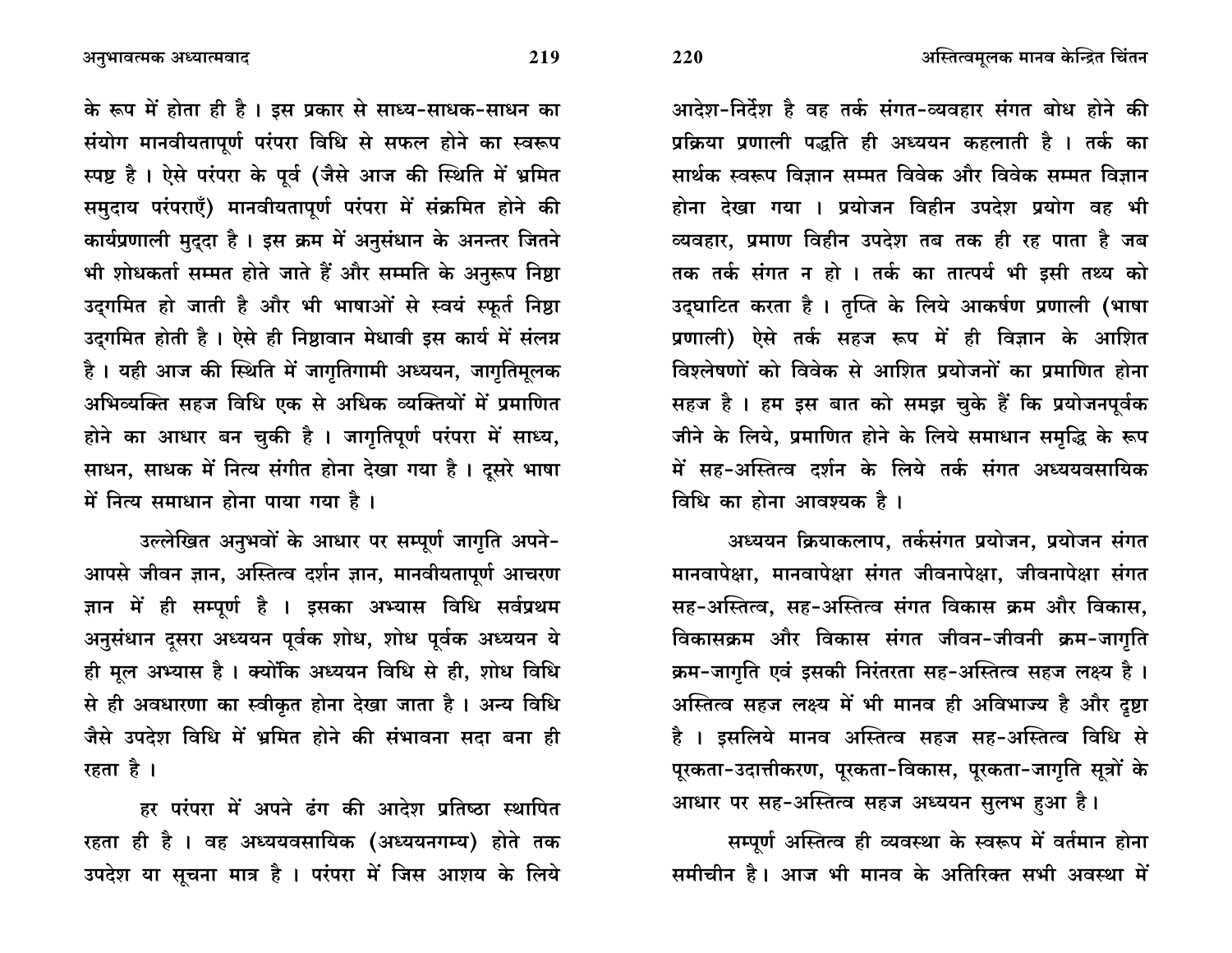के रूप में होता ही है । इस प्रकार से साध्य-साधक-साधन का संयोग मानवीयतापूर्ण परंपरा विधि से सफल होने का स्वरूप स्पष्ट है । ऐसे परंपरा के पूर्व (जैसे आज की स्थिति में भ्रमित समुदाय परंपराएँ) मानवीयतापूर्ण परंपरा में संक्रमित होने की कार्यप्रणाली मुद्दा है । इस क्रम में अनुसंधान के अनन्तर जितने भी शोधकर्ता सम्मत होते जाते हैं और सम्मति के अनुरूप निष्ठा उद्गमित हो जाती है और भी भाषाओं से स्वयं स्फूर्त निष्ठा उद्गमित होती है । ऐसे ही निष्ठावान मेधावी इस कार्य में संलग्न है । यही आज की स्थिति में जागृतिगामी अध्ययन, जागृतिमूलक अभिव्यक्ति सहज विधि एक से अधिक व्यक्तियों में प्रमाणित होने का आधार बन चुकी है । जागृतिपूर्ण परंपरा में साध्य, साधन, साधक में नित्य संगीत होना देखा गया है । दूसरे भाषा में नित्य समाधान होना पाया गया है ।

उल्लेखित अनुभवों के आधार पर सम्पूर्ण जागृति अपने-आपसे जीवन ज्ञान, अस्तित्व दर्शन ज्ञान, मानवीयतापूर्ण आचरण ज्ञान में ही सम्पूर्ण है । इसका अभ्यास विधि सर्वप्रथम अनुसंधान दूसरा अध्ययन पूर्वक शोध, शोध पूर्वक अध्ययन ये ही मूल अभ्यास है । क्योंकि अध्ययन विधि से ही, शोध विधि से ही अवधारणा का स्वीकृत होना देखा जाता है । अन्य विधि जैसे उपदेश विधि में भ्रमित होने की संभावना सदा बना ही रहता है ।

हर परंपरा में अपने ढंग की आदेश प्रतिष्ठा स्थापित रहता ही है । वह अध्ययवसायिक (अध्ययनगम्य) होते तक उपदेश या सूचना मात्र है । परंपरा में जिस आशय के लिये आदेश-निर्देश है वह तर्क संगत-व्यवहार संगत बोध होने की प्रक्रिया प्रणाली पद्धति ही अध्ययन कहलाती है । तर्क का सार्थक स्वरूप विज्ञान सम्मत विवेक और विवेक सम्मत विज्ञान होना देखा गया । प्रयोजन विहीन उपदेश प्रयोग वह भी व्यवहार, प्रमाण विहीन उपदेश तब तक ही रह पाता है जब तक तर्क संगत न हो । तर्क का तात्पर्य भी इसी तथ्य को उद्घाटित करता है । तृप्ति के लिये आकर्षण प्रणाली (भाषा प्रणाली) ऐसे तर्क सहज रूप में ही विज्ञान के आशित विश्लेषणों को विवेक से आशित प्रयोजनों का प्रमाणित होना सहज है । हम इस बात को समझ चुके हैं कि प्रयोजनपूर्वक जीने के लिये, प्रमाणित होने के लिये समाधान समृद्धि के रूप में सह-अस्तित्व दर्शन के लिये तर्क संगत अध्ययवसायिक विधि का होना आवश्यक है ।

अध्ययन क्रियाकलाप, तर्कसंगत प्रयोजन, प्रयोजन संगत मानवापेक्षा, मानवापेक्षा संगत जीवनापेक्षा, जीवनापेक्षा संगत सह-अस्तित्व, सह-अस्तित्व संगत विकास क्रम और विकास, विकासक्रम और विकास संगत जीवन-जीवनी क्रम-जागृति क्रम-जागृति एवं इसकी निरंतरता सह-अस्तित्व सहज लक्ष्य है । अस्तित्व सहज लक्ष्य में भी मानव ही अविभाज्य है और दृष्टा है । इसलिये मानव अस्तित्व सहज सह-अस्तित्व विधि से पूरकता-उदात्तीकरण, पूरकता-विकास, पूरकता-जागृति सूत्रों के आधार पर सह-अस्तित्व सहज अध्ययन सुलभ हुआ है।

सम्पूर्ण अस्तित्व ही व्यवस्था के स्वरूप में वर्तमान होना समीचीन है। आज भी मानव के अतिरिक्त सभी अवस्था में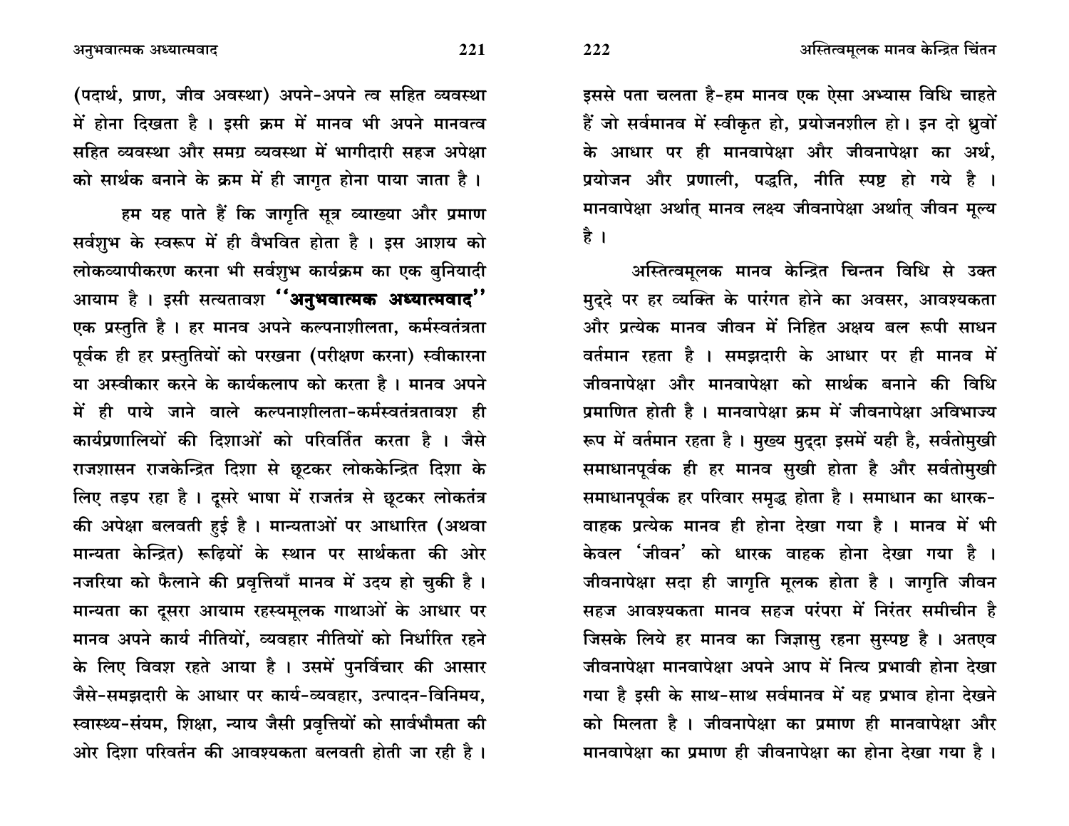(पदार्थ, प्राण, जीव अवस्था) अपने-अपने त्व सहित व्यवस्था में होना दिखता है । इसी क्रम में मानव भी अपने मानवत्व सहित व्यवस्था और समग्र व्यवस्था में भागीदारी सहज अपेक्षा को सार्थक बनाने के क्रम में ही जागृत होना पाया जाता है ।

हम यह पाते हैं कि जागृति सूत्र व्याख्या और प्रमाण सर्वशुभ के स्वरूप में ही वैभवित होता है । इस आशय को लोकव्यापीकरण करना भी सर्वशुभ कार्यक्रम का एक बुनियादी आयाम है । इसी सत्यतावश **''अनुभवात्मक अध्यात्मवाद''** एक प्रस्तुति है । हर मानव अपने कल्पनाशीलता, कर्मस्वतंत्रता पूर्वक ही हर प्रस्तुतियों को परखना (परीक्षण करना) स्वीकारना या अस्वीकार करने के कार्यकलाप को करता है । मानव अपने में ही पाये जाने वाले कल्पनाशीलता-कर्मस्वतंत्रतावश ही कार्यप्रणालियों की दिशाओं को परिवर्तित करता है । जैसे राजशासन राजकेन्द्रित दिशा से छूटकर लोककेन्द्रित दिशा के लिए तड़प रहा है । दूसरे भाषा में राजतंत्र से छूटकर लोकतंत्र की अपेक्षा बलवती हुई है । मान्यताओं पर आधारित (अथवा मान्यता केन्द्रित) रूढ़ियों के स्थान पर सार्थकता की ओर नजरिया को फैलाने की प्रवृत्तियाँ मानव में उदय हो चुकी है । मान्यता का दूसरा आयाम रहस्यमूलक गाथाओं के आधार पर मानव अपने कार्य नीतियों, व्यवहार नीतियों को निर्धारित रहने के लिए विवश रहते आया है । उसमें पुनर्विचार की आसार जैसे-समझदारी के आधार पर कार्य-व्यवहार, उत्पादन-विनिमय, स्वास्थ्य-संयम, शिक्षा, न्याय जैसी प्रवृत्तियों को सार्वभौमता की ओर दिशा परिवर्तन की आवश्यकता बलवती होती जा रही है । इससे पता चलता है-हम मानव एक ऐसा अभ्यास विधि चाहते हैं जो सर्वमानव में स्वीकृत हो, प्रयोजनशील हो । इन दो ध्रुवों के आधार पर ही मानवापेक्षा और जीवनापेक्षा का अर्थ, प्रयोजन और प्रणाली, पद्धति, नीति स्पष्ट हो गये है । मानवापेक्षा अर्थात् मानव लक्ष्य जीवनापेक्षा अर्थात् जीवन मूल्य है ।

अस्तित्वमूलक मानव केन्द्रित चिन्तन विधि से उक्त मुद्दे पर हर व्यक्ति के पारंगत होने का अवसर, आवश्यकता और प्रत्येक मानव जीवन में निहित अक्षय बल रूपी साधन वर्तमान रहता है । समझदारी के आधार पर ही मानव में जीवनापेक्षा और मानवापेक्षा को सार्थक बनाने की विधि प्रमाणित होती है । मानवापेक्षा क्रम में जीवनापेक्षा अविभाज्य रूप में वर्तमान रहता है । मुख्य मुद्दा इसमें यही है, सर्वतोमुखी समाधानपूर्वक ही हर मानव सुखी होता है और सर्वतोमुखी समाधानपूर्वक हर परिवार समृद्ध होता है । समाधान का धारक-वाहक प्रत्येक मानव ही होना देखा गया है । मानव में भी केवल 'जीवन' को धारक वाहक होना देखा गया है । जीवनापेक्षा सदा ही जागृति मूलक होता है । जागृति जीवन सहज आवश्यकता मानव सहज परंपरा में निरंतर समीचीन है जिसके लिये हर मानव का जिज्ञासु रहना सुस्पष्ट है । अतएव जीवनापेक्षा मानवापेक्षा अपने आप में नित्य प्रभावी होना देखा गया है इसी के साथ-साथ सर्वमानव में यह प्रभाव होना देखने को मिलता है । जीवनापेक्षा का प्रमाण ही मानवापेक्षा और मानवापेक्षा का प्रमाण ही जीवनापेक्षा का होना देखा गया है ।